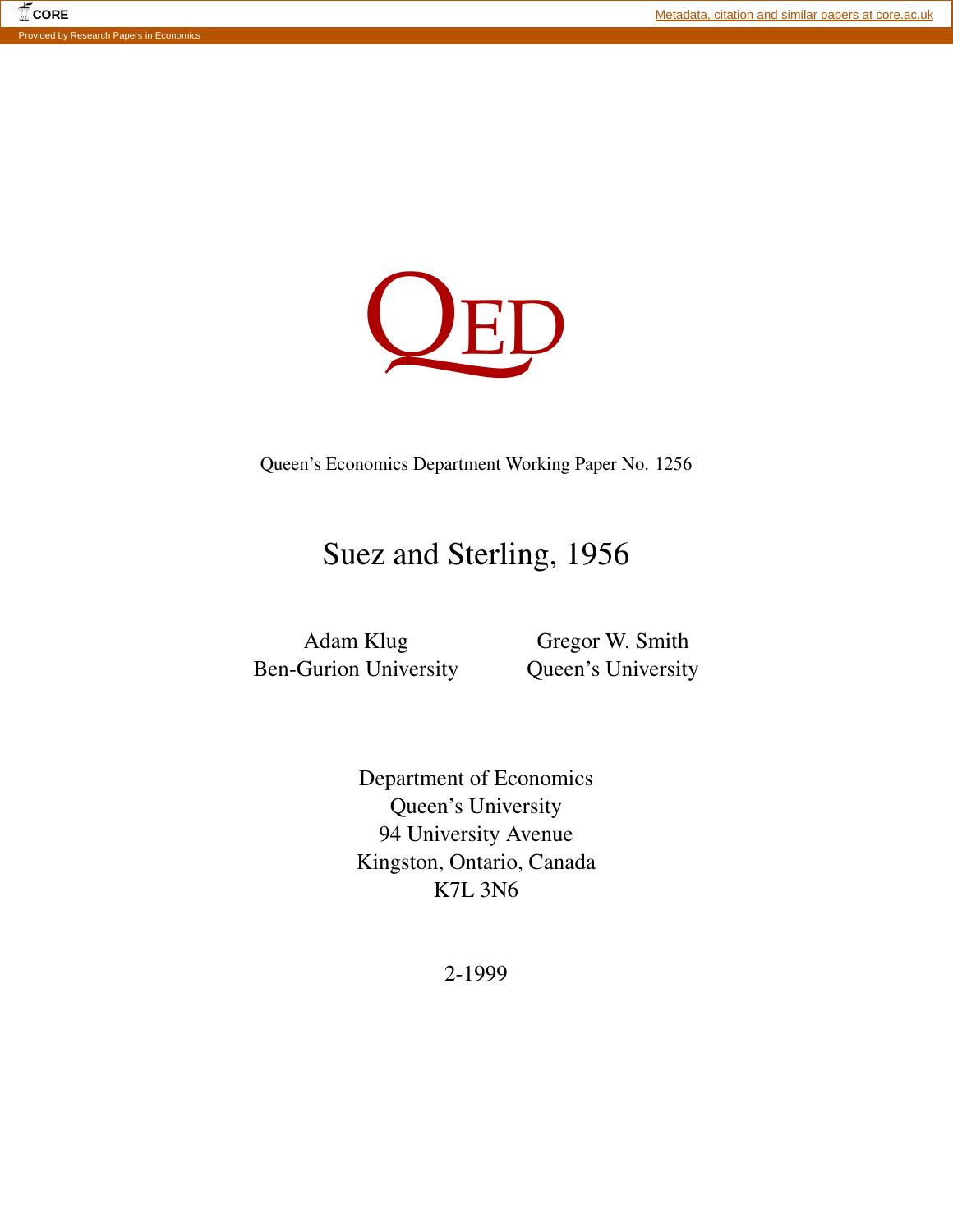QED

Queen's Economics Department Working Paper No. 1256

# Suez and Sterling, 1956

Adam Klug
Ben-Gurion University

Gregor W. Smith
Queen's University

Department of Economics
Queen's University
94 University Avenue
Kingston, Ontario, Canada
K7L 3N6

2-1999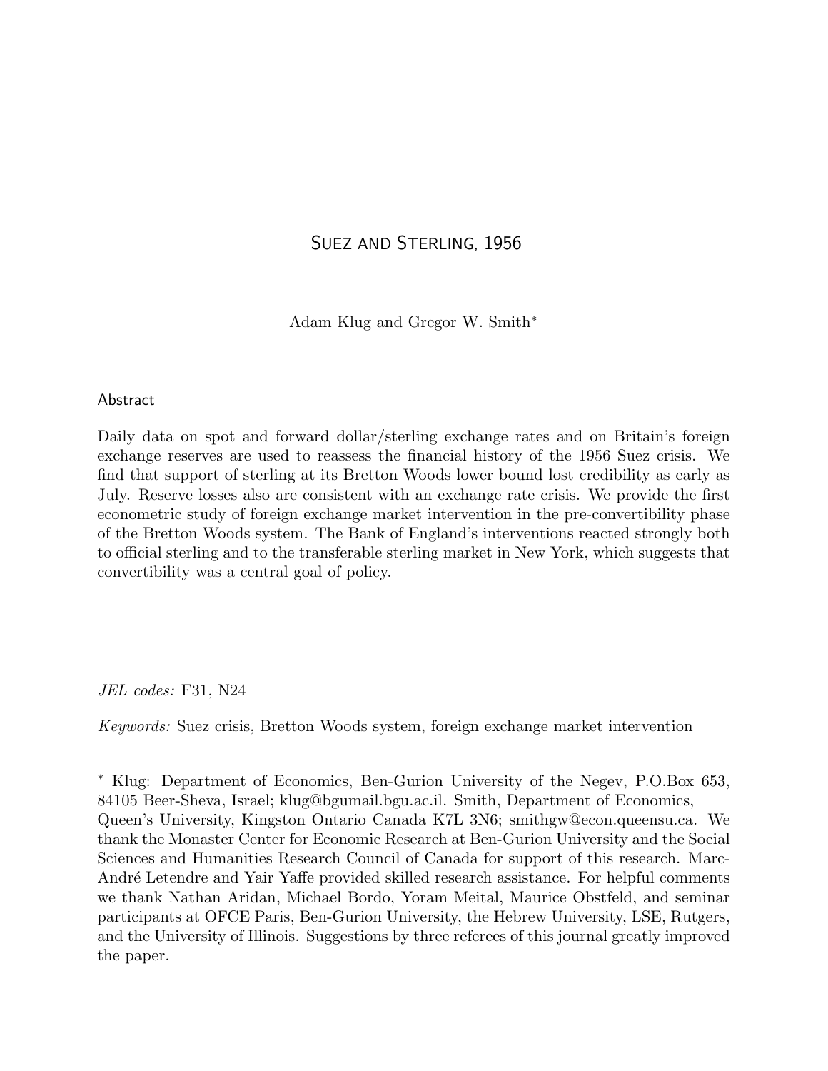# Suez and Sterling, 1956

Adam Klug and Gregor W. Smith*

## Abstract

Daily data on spot and forward dollar/sterling exchange rates and on Britain's foreign exchange reserves are used to reassess the financial history of the 1956 Suez crisis. We find that support of sterling at its Bretton Woods lower bound lost credibility as early as July. Reserve losses also are consistent with an exchange rate crisis. We provide the first econometric study of foreign exchange market intervention in the pre-convertibility phase of the Bretton Woods system. The Bank of England's interventions reacted strongly both to official sterling and to the transferable sterling market in New York, which suggests that convertibility was a central goal of policy.

*JEL codes:* F31, N24

*Keywords:* Suez crisis, Bretton Woods system, foreign exchange market intervention

\* Klug: Department of Economics, Ben-Gurion University of the Negev, P.O.Box 653, 84105 Beer-Sheva, Israel; klug@bgumail.bgu.ac.il. Smith, Department of Economics, Queen's University, Kingston Ontario Canada K7L 3N6; smithgw@econ.queensu.ca. We thank the Monaster Center for Economic Research at Ben-Gurion University and the Social Sciences and Humanities Research Council of Canada for support of this research. Marc-André Letendre and Yair Yaffe provided skilled research assistance. For helpful comments we thank Nathan Aridan, Michael Bordo, Yoram Meital, Maurice Obstfeld, and seminar participants at OFCE Paris, Ben-Gurion University, the Hebrew University, LSE, Rutgers, and the University of Illinois. Suggestions by three referees of this journal greatly improved the paper.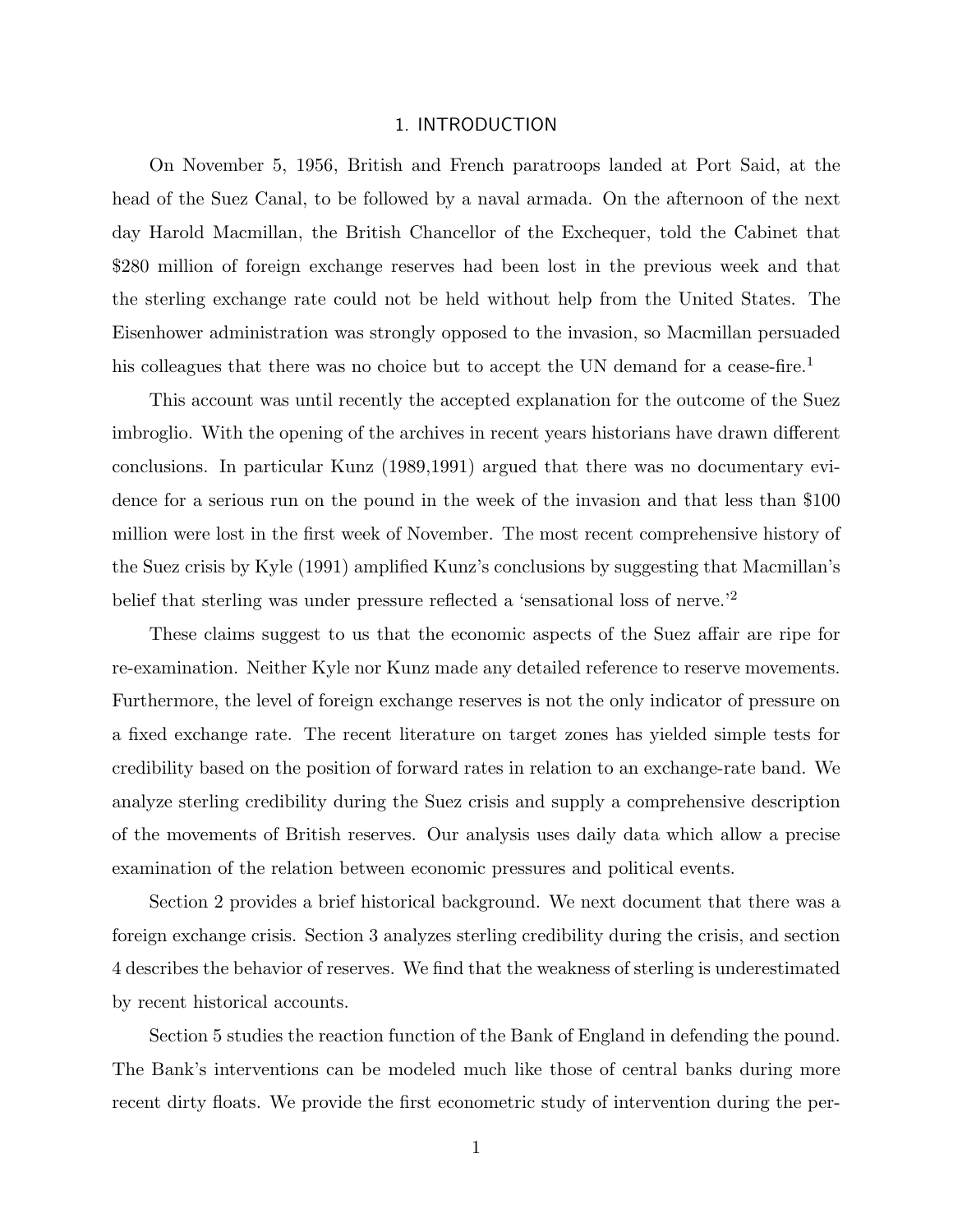# 1. INTRODUCTION

On November 5, 1956, British and French paratroops landed at Port Said, at the head of the Suez Canal, to be followed by a naval armada. On the afternoon of the next day Harold Macmillan, the British Chancellor of the Exchequer, told the Cabinet that $280 million of foreign exchange reserves had been lost in the previous week and that the sterling exchange rate could not be held without help from the United States. The Eisenhower administration was strongly opposed to the invasion, so Macmillan persuaded his colleagues that there was no choice but to accept the UN demand for a cease-fire.[1]

This account was until recently the accepted explanation for the outcome of the Suez imbroglio. With the opening of the archives in recent years historians have drawn different conclusions. In particular Kunz (1989,1991) argued that there was no documentary evidence for a serious run on the pound in the week of the invasion and that less than $100 million were lost in the first week of November. The most recent comprehensive history of the Suez crisis by Kyle (1991) amplified Kunz's conclusions by suggesting that Macmillan's belief that sterling was under pressure reflected a 'sensational loss of nerve.'[2]

These claims suggest to us that the economic aspects of the Suez affair are ripe for re-examination. Neither Kyle nor Kunz made any detailed reference to reserve movements. Furthermore, the level of foreign exchange reserves is not the only indicator of pressure on a fixed exchange rate. The recent literature on target zones has yielded simple tests for credibility based on the position of forward rates in relation to an exchange-rate band. We analyze sterling credibility during the Suez crisis and supply a comprehensive description of the movements of British reserves. Our analysis uses daily data which allow a precise examination of the relation between economic pressures and political events.

Section 2 provides a brief historical background. We next document that there was a foreign exchange crisis. Section 3 analyzes sterling credibility during the crisis, and section 4 describes the behavior of reserves. We find that the weakness of sterling is underestimated by recent historical accounts.

Section 5 studies the reaction function of the Bank of England in defending the pound. The Bank's interventions can be modeled much like those of central banks during more recent dirty floats. We provide the first econometric study of intervention during the per-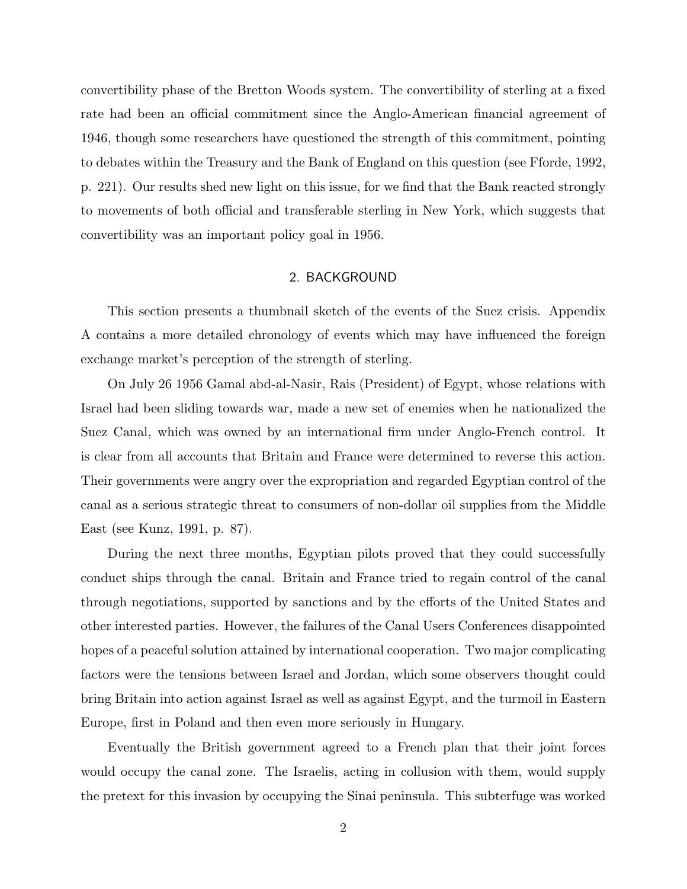convertibility phase of the Bretton Woods system. The convertibility of sterling at a fixed rate had been an official commitment since the Anglo-American financial agreement of 1946, though some researchers have questioned the strength of this commitment, pointing to debates within the Treasury and the Bank of England on this question (see Fforde, 1992, p. 221). Our results shed new light on this issue, for we find that the Bank reacted strongly to movements of both official and transferable sterling in New York, which suggests that convertibility was an important policy goal in 1956.

## 2. BACKGROUND

This section presents a thumbnail sketch of the events of the Suez crisis. Appendix A contains a more detailed chronology of events which may have influenced the foreign exchange market's perception of the strength of sterling.

On July 26 1956 Gamal abd-al-Nasir, Rais (President) of Egypt, whose relations with Israel had been sliding towards war, made a new set of enemies when he nationalized the Suez Canal, which was owned by an international firm under Anglo-French control. It is clear from all accounts that Britain and France were determined to reverse this action. Their governments were angry over the expropriation and regarded Egyptian control of the canal as a serious strategic threat to consumers of non-dollar oil supplies from the Middle East (see Kunz, 1991, p. 87).

During the next three months, Egyptian pilots proved that they could successfully conduct ships through the canal. Britain and France tried to regain control of the canal through negotiations, supported by sanctions and by the efforts of the United States and other interested parties. However, the failures of the Canal Users Conferences disappointed hopes of a peaceful solution attained by international cooperation. Two major complicating factors were the tensions between Israel and Jordan, which some observers thought could bring Britain into action against Israel as well as against Egypt, and the turmoil in Eastern Europe, first in Poland and then even more seriously in Hungary.

Eventually the British government agreed to a French plan that their joint forces would occupy the canal zone. The Israelis, acting in collusion with them, would supply the pretext for this invasion by occupying the Sinai peninsula. This subterfuge was worked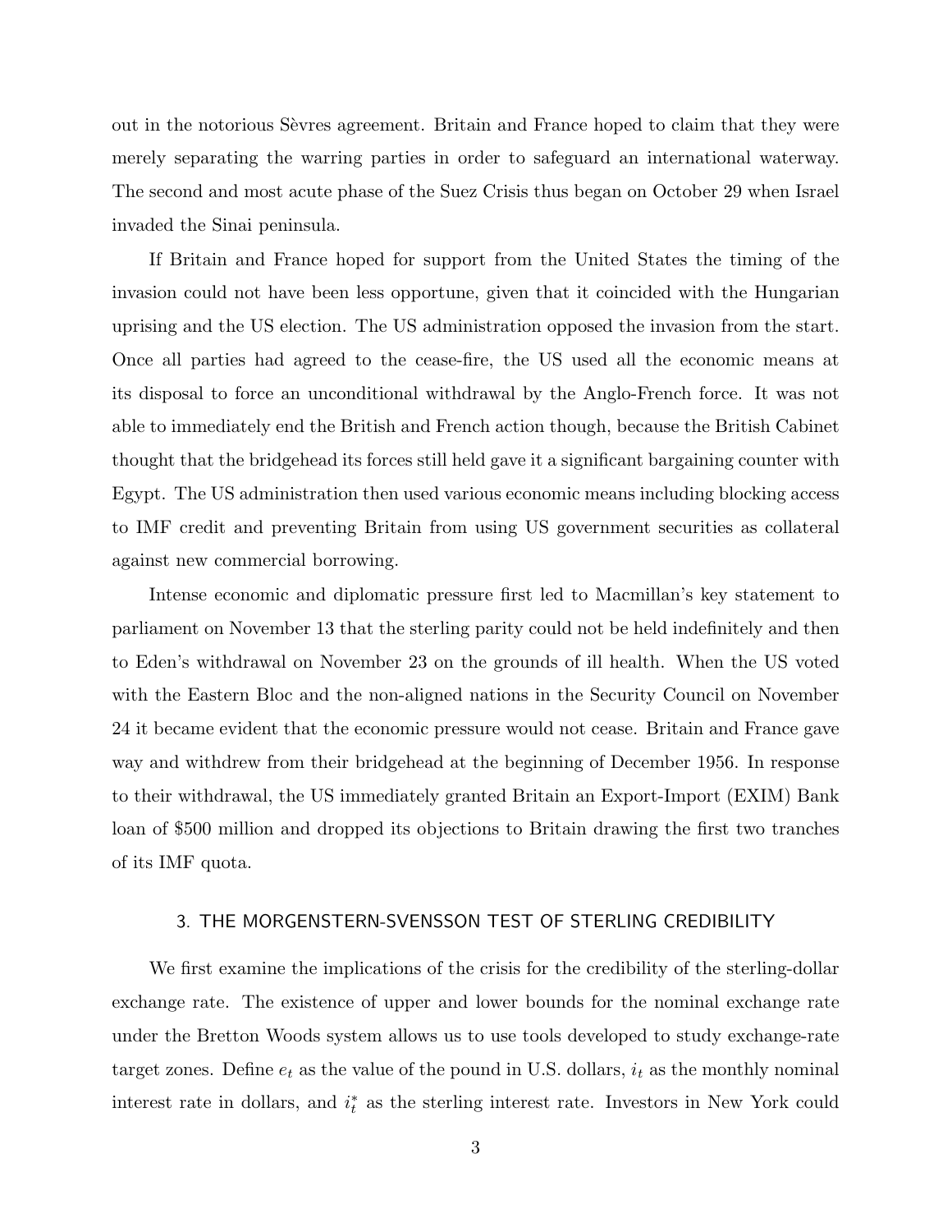out in the notorious Sèvres agreement. Britain and France hoped to claim that they were merely separating the warring parties in order to safeguard an international waterway. The second and most acute phase of the Suez Crisis thus began on October 29 when Israel invaded the Sinai peninsula.

If Britain and France hoped for support from the United States the timing of the invasion could not have been less opportune, given that it coincided with the Hungarian uprising and the US election. The US administration opposed the invasion from the start. Once all parties had agreed to the cease-fire, the US used all the economic means at its disposal to force an unconditional withdrawal by the Anglo-French force. It was not able to immediately end the British and French action though, because the British Cabinet thought that the bridgehead its forces still held gave it a significant bargaining counter with Egypt. The US administration then used various economic means including blocking access to IMF credit and preventing Britain from using US government securities as collateral against new commercial borrowing.

Intense economic and diplomatic pressure first led to Macmillan's key statement to parliament on November 13 that the sterling parity could not be held indefinitely and then to Eden's withdrawal on November 23 on the grounds of ill health. When the US voted with the Eastern Bloc and the non-aligned nations in the Security Council on November 24 it became evident that the economic pressure would not cease. Britain and France gave way and withdrew from their bridgehead at the beginning of December 1956. In response to their withdrawal, the US immediately granted Britain an Export-Import (EXIM) Bank loan of $500 million and dropped its objections to Britain drawing the first two tranches of its IMF quota.

## 3. THE MORGENSTERN-SVENSSON TEST OF STERLING CREDIBILITY

We first examine the implications of the crisis for the credibility of the sterling-dollar exchange rate. The existence of upper and lower bounds for the nominal exchange rate under the Bretton Woods system allows us to use tools developed to study exchange-rate target zones. Define $e_t$ as the value of the pound in U.S. dollars, $i_t$ as the monthly nominal interest rate in dollars, and $i_t^*$ as the sterling interest rate. Investors in New York could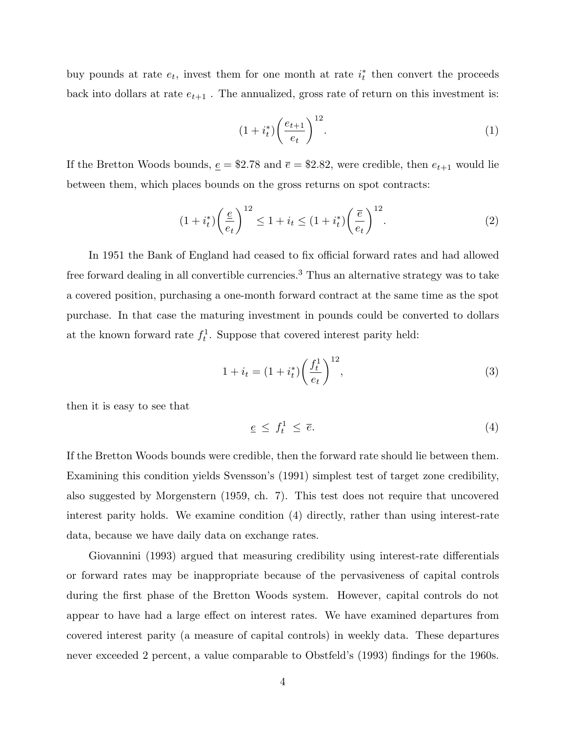buy pounds at rate $e_t$, invest them for one month at rate $i_t^*$ then convert the proceeds back into dollars at rate $e_{t+1}$ . The annualized, gross rate of return on this investment is:

$$(1 + i_t^*)\left(\frac{e_{t+1}}{e_t}\right)^{12}. \tag{1}$$

If the Bretton Woods bounds, $\underline{e} = \$2.78$ and $\overline{e} = \$2.82$, were credible, then $e_{t+1}$ would lie between them, which places bounds on the gross returns on spot contracts:

$$(1 + i_t^*)\left(\frac{\underline{e}}{e_t}\right)^{12} \leq 1 + i_t \leq (1 + i_t^*)\left(\frac{\overline{e}}{e_t}\right)^{12}. \tag{2}$$

In 1951 the Bank of England had ceased to fix official forward rates and had allowed free forward dealing in all convertible currencies.[3] Thus an alternative strategy was to take a covered position, purchasing a one-month forward contract at the same time as the spot purchase. In that case the maturing investment in pounds could be converted to dollars at the known forward rate $f_t^1$. Suppose that covered interest parity held:

$$1 + i_t = (1 + i_t^*)\left(\frac{f_t^1}{e_t}\right)^{12}, \tag{3}$$

then it is easy to see that

$$\underline{e} \ \leq \ f_t^1 \ \leq \ \overline{e}. \tag{4}$$

If the Bretton Woods bounds were credible, then the forward rate should lie between them. Examining this condition yields Svensson's (1991) simplest test of target zone credibility, also suggested by Morgenstern (1959, ch. 7). This test does not require that uncovered interest parity holds. We examine condition (4) directly, rather than using interest-rate data, because we have daily data on exchange rates.

Giovannini (1993) argued that measuring credibility using interest-rate differentials or forward rates may be inappropriate because of the pervasiveness of capital controls during the first phase of the Bretton Woods system. However, capital controls do not appear to have had a large effect on interest rates. We have examined departures from covered interest parity (a measure of capital controls) in weekly data. These departures never exceeded 2 percent, a value comparable to Obstfeld's (1993) findings for the 1960s.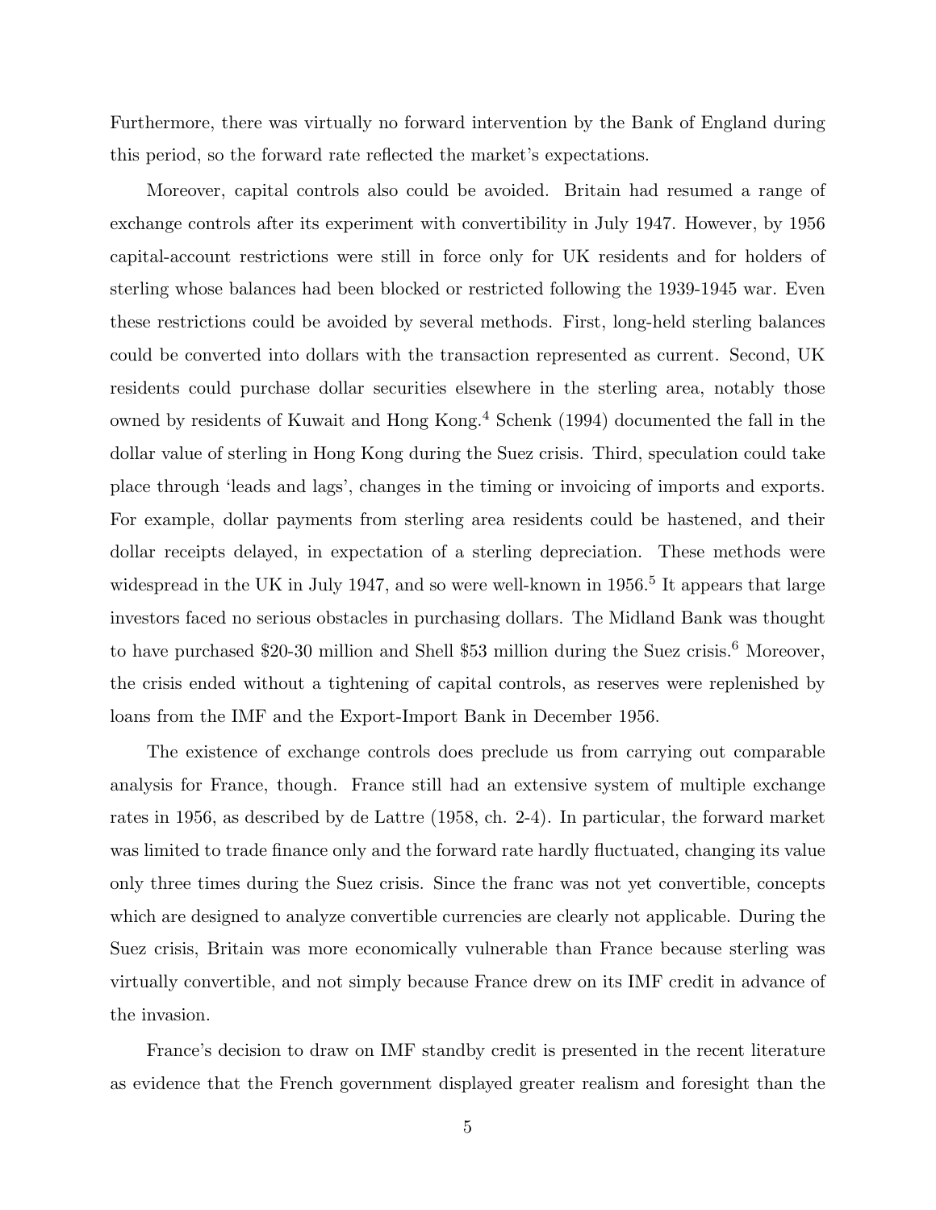Furthermore, there was virtually no forward intervention by the Bank of England during this period, so the forward rate reflected the market's expectations.

Moreover, capital controls also could be avoided. Britain had resumed a range of exchange controls after its experiment with convertibility in July 1947. However, by 1956 capital-account restrictions were still in force only for UK residents and for holders of sterling whose balances had been blocked or restricted following the 1939-1945 war. Even these restrictions could be avoided by several methods. First, long-held sterling balances could be converted into dollars with the transaction represented as current. Second, UK residents could purchase dollar securities elsewhere in the sterling area, notably those owned by residents of Kuwait and Hong Kong.[4] Schenk (1994) documented the fall in the dollar value of sterling in Hong Kong during the Suez crisis. Third, speculation could take place through 'leads and lags', changes in the timing or invoicing of imports and exports. For example, dollar payments from sterling area residents could be hastened, and their dollar receipts delayed, in expectation of a sterling depreciation. These methods were widespread in the UK in July 1947, and so were well-known in 1956.[5] It appears that large investors faced no serious obstacles in purchasing dollars. The Midland Bank was thought to have purchased \$20-30 million and Shell \$53 million during the Suez crisis.[6] Moreover, the crisis ended without a tightening of capital controls, as reserves were replenished by loans from the IMF and the Export-Import Bank in December 1956.

The existence of exchange controls does preclude us from carrying out comparable analysis for France, though. France still had an extensive system of multiple exchange rates in 1956, as described by de Lattre (1958, ch. 2-4). In particular, the forward market was limited to trade finance only and the forward rate hardly fluctuated, changing its value only three times during the Suez crisis. Since the franc was not yet convertible, concepts which are designed to analyze convertible currencies are clearly not applicable. During the Suez crisis, Britain was more economically vulnerable than France because sterling was virtually convertible, and not simply because France drew on its IMF credit in advance of the invasion.

France's decision to draw on IMF standby credit is presented in the recent literature as evidence that the French government displayed greater realism and foresight than the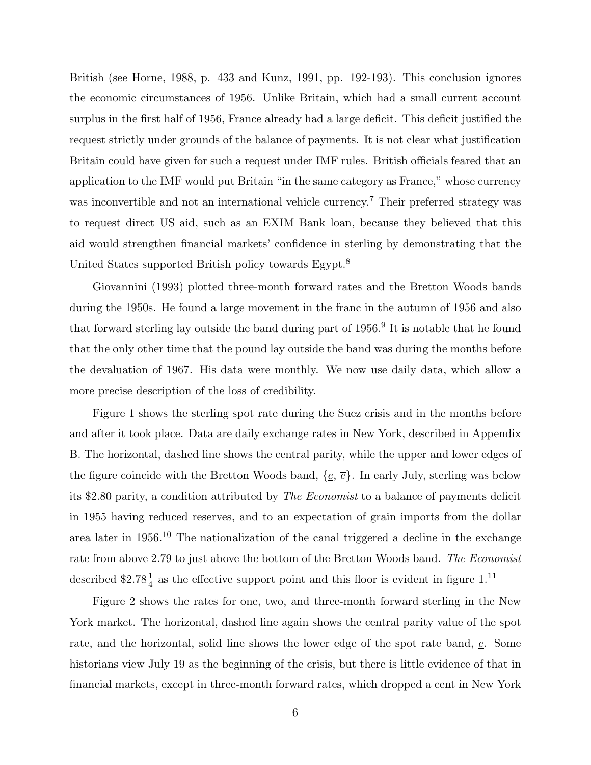British (see Horne, 1988, p. 433 and Kunz, 1991, pp. 192-193). This conclusion ignores the economic circumstances of 1956. Unlike Britain, which had a small current account surplus in the first half of 1956, France already had a large deficit. This deficit justified the request strictly under grounds of the balance of payments. It is not clear what justification Britain could have given for such a request under IMF rules. British officials feared that an application to the IMF would put Britain "in the same category as France," whose currency was inconvertible and not an international vehicle currency.[7] Their preferred strategy was to request direct US aid, such as an EXIM Bank loan, because they believed that this aid would strengthen financial markets' confidence in sterling by demonstrating that the United States supported British policy towards Egypt.[8]

Giovannini (1993) plotted three-month forward rates and the Bretton Woods bands during the 1950s. He found a large movement in the franc in the autumn of 1956 and also that forward sterling lay outside the band during part of 1956.[9] It is notable that he found that the only other time that the pound lay outside the band was during the months before the devaluation of 1967. His data were monthly. We now use daily data, which allow a more precise description of the loss of credibility.

Figure 1 shows the sterling spot rate during the Suez crisis and in the months before and after it took place. Data are daily exchange rates in New York, described in Appendix B. The horizontal, dashed line shows the central parity, while the upper and lower edges of the figure coincide with the Bretton Woods band, $\{\underline{e}, \overline{e}\}$. In early July, sterling was below its \$2.80 parity, a condition attributed by *The Economist* to a balance of payments deficit in 1955 having reduced reserves, and to an expectation of grain imports from the dollar area later in 1956.[10] The nationalization of the canal triggered a decline in the exchange rate from above 2.79 to just above the bottom of the Bretton Woods band. *The Economist* described $\$2.78\frac{1}{4}$ as the effective support point and this floor is evident in figure 1.[11]

Figure 2 shows the rates for one, two, and three-month forward sterling in the New York market. The horizontal, dashed line again shows the central parity value of the spot rate, and the horizontal, solid line shows the lower edge of the spot rate band, $\underline{e}$. Some historians view July 19 as the beginning of the crisis, but there is little evidence of that in financial markets, except in three-month forward rates, which dropped a cent in New York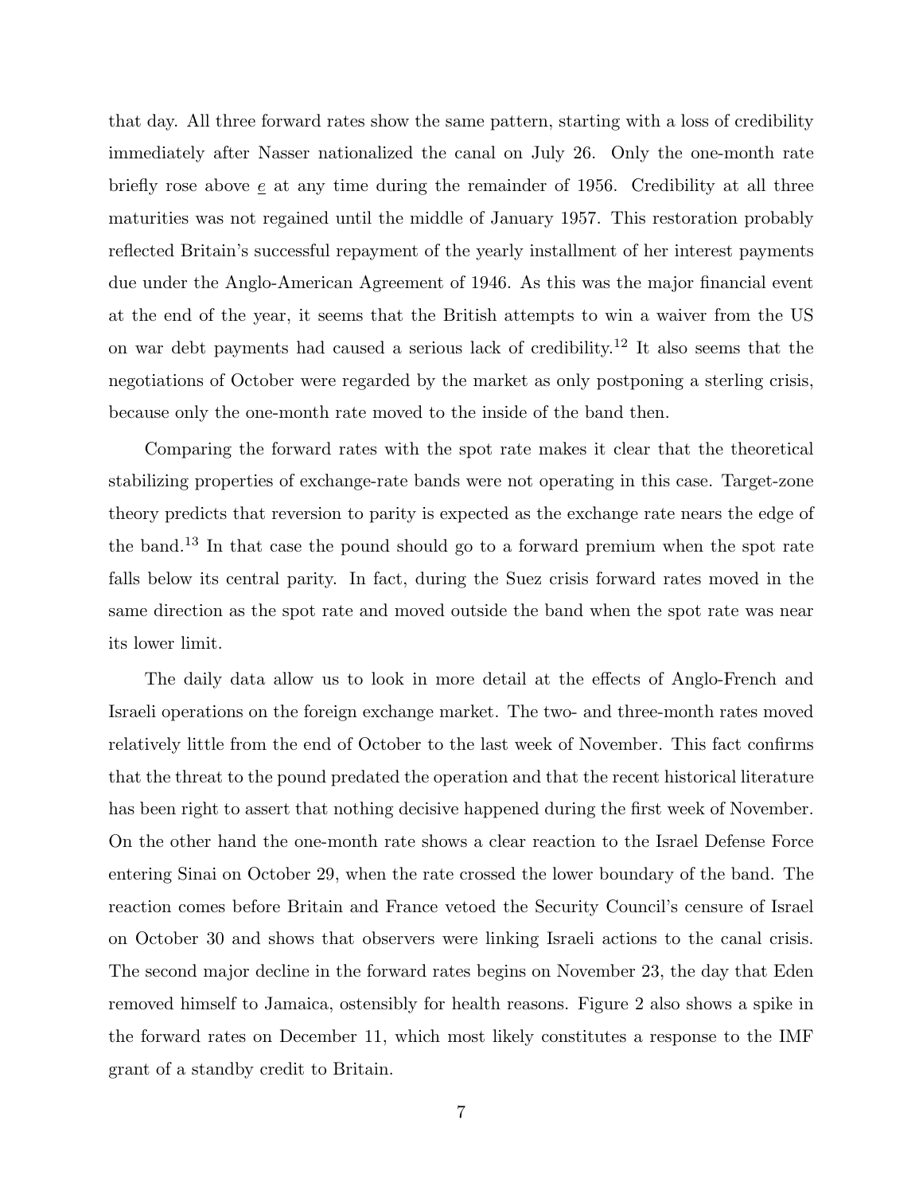that day. All three forward rates show the same pattern, starting with a loss of credibility immediately after Nasser nationalized the canal on July 26. Only the one-month rate briefly rose above $\underline{e}$ at any time during the remainder of 1956. Credibility at all three maturities was not regained until the middle of January 1957. This restoration probably reflected Britain's successful repayment of the yearly installment of her interest payments due under the Anglo-American Agreement of 1946. As this was the major financial event at the end of the year, it seems that the British attempts to win a waiver from the US on war debt payments had caused a serious lack of credibility.[12] It also seems that the negotiations of October were regarded by the market as only postponing a sterling crisis, because only the one-month rate moved to the inside of the band then.

Comparing the forward rates with the spot rate makes it clear that the theoretical stabilizing properties of exchange-rate bands were not operating in this case. Target-zone theory predicts that reversion to parity is expected as the exchange rate nears the edge of the band.[13] In that case the pound should go to a forward premium when the spot rate falls below its central parity. In fact, during the Suez crisis forward rates moved in the same direction as the spot rate and moved outside the band when the spot rate was near its lower limit.

The daily data allow us to look in more detail at the effects of Anglo-French and Israeli operations on the foreign exchange market. The two- and three-month rates moved relatively little from the end of October to the last week of November. This fact confirms that the threat to the pound predated the operation and that the recent historical literature has been right to assert that nothing decisive happened during the first week of November. On the other hand the one-month rate shows a clear reaction to the Israel Defense Force entering Sinai on October 29, when the rate crossed the lower boundary of the band. The reaction comes before Britain and France vetoed the Security Council's censure of Israel on October 30 and shows that observers were linking Israeli actions to the canal crisis. The second major decline in the forward rates begins on November 23, the day that Eden removed himself to Jamaica, ostensibly for health reasons. Figure 2 also shows a spike in the forward rates on December 11, which most likely constitutes a response to the IMF grant of a standby credit to Britain.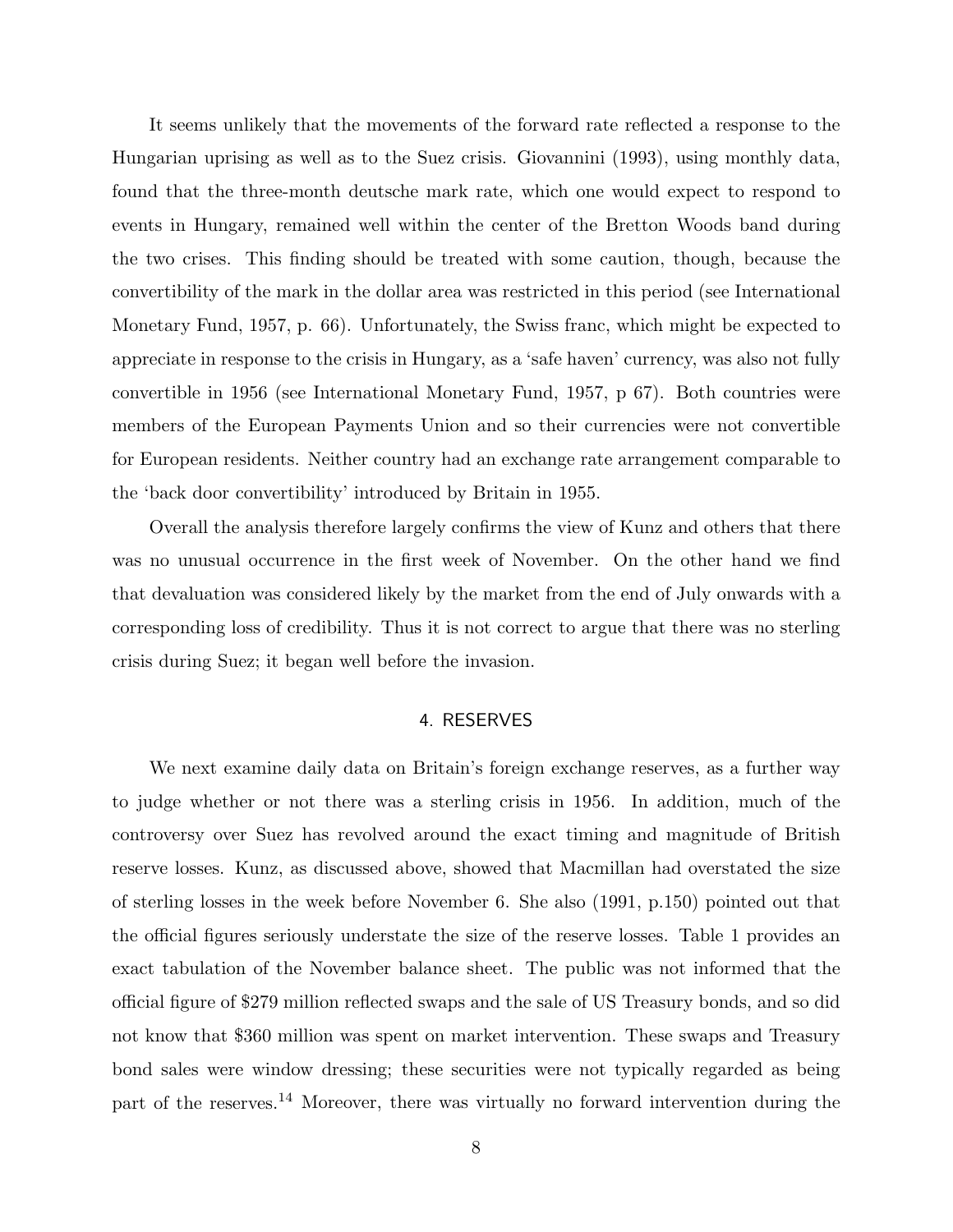It seems unlikely that the movements of the forward rate reflected a response to the Hungarian uprising as well as to the Suez crisis. Giovannini (1993), using monthly data, found that the three-month deutsche mark rate, which one would expect to respond to events in Hungary, remained well within the center of the Bretton Woods band during the two crises. This finding should be treated with some caution, though, because the convertibility of the mark in the dollar area was restricted in this period (see International Monetary Fund, 1957, p. 66). Unfortunately, the Swiss franc, which might be expected to appreciate in response to the crisis in Hungary, as a 'safe haven' currency, was also not fully convertible in 1956 (see International Monetary Fund, 1957, p 67). Both countries were members of the European Payments Union and so their currencies were not convertible for European residents. Neither country had an exchange rate arrangement comparable to the 'back door convertibility' introduced by Britain in 1955.

Overall the analysis therefore largely confirms the view of Kunz and others that there was no unusual occurrence in the first week of November. On the other hand we find that devaluation was considered likely by the market from the end of July onwards with a corresponding loss of credibility. Thus it is not correct to argue that there was no sterling crisis during Suez; it began well before the invasion.

## 4. RESERVES

We next examine daily data on Britain's foreign exchange reserves, as a further way to judge whether or not there was a sterling crisis in 1956. In addition, much of the controversy over Suez has revolved around the exact timing and magnitude of British reserve losses. Kunz, as discussed above, showed that Macmillan had overstated the size of sterling losses in the week before November 6. She also (1991, p.150) pointed out that the official figures seriously understate the size of the reserve losses. Table 1 provides an exact tabulation of the November balance sheet. The public was not informed that the official figure of $279 million reflected swaps and the sale of US Treasury bonds, and so did not know that $360 million was spent on market intervention. These swaps and Treasury bond sales were window dressing; these securities were not typically regarded as being part of the reserves.[14] Moreover, there was virtually no forward intervention during the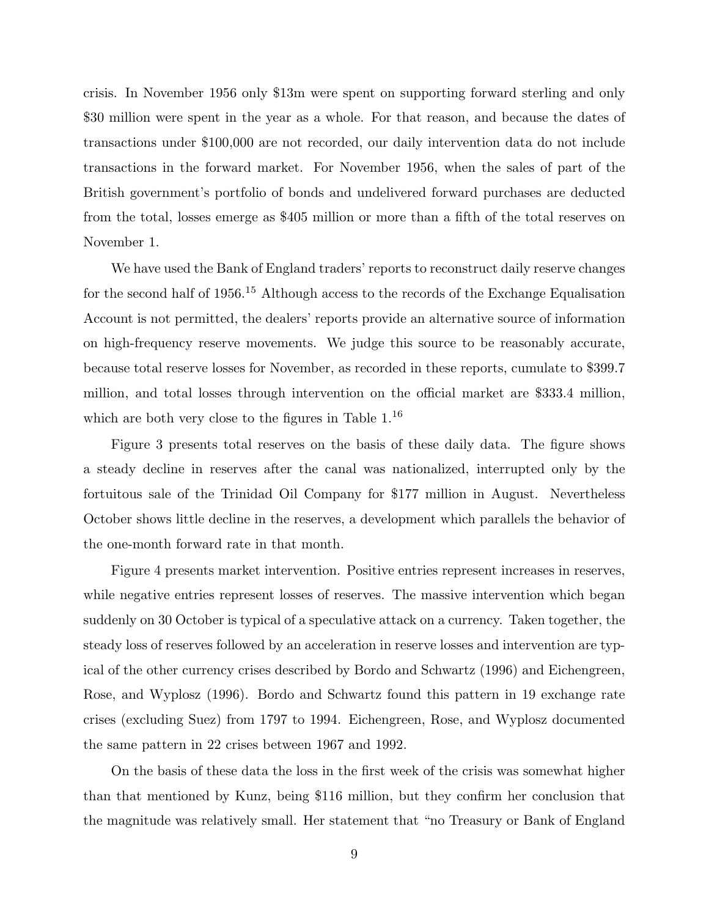crisis. In November 1956 only $13m were spent on supporting forward sterling and only $30 million were spent in the year as a whole. For that reason, and because the dates of transactions under $100,000 are not recorded, our daily intervention data do not include transactions in the forward market. For November 1956, when the sales of part of the British government's portfolio of bonds and undelivered forward purchases are deducted from the total, losses emerge as $405 million or more than a fifth of the total reserves on November 1.

We have used the Bank of England traders' reports to reconstruct daily reserve changes for the second half of 1956.[15] Although access to the records of the Exchange Equalisation Account is not permitted, the dealers' reports provide an alternative source of information on high-frequency reserve movements. We judge this source to be reasonably accurate, because total reserve losses for November, as recorded in these reports, cumulate to $399.7 million, and total losses through intervention on the official market are $333.4 million, which are both very close to the figures in Table 1.[16]

Figure 3 presents total reserves on the basis of these daily data. The figure shows a steady decline in reserves after the canal was nationalized, interrupted only by the fortuitous sale of the Trinidad Oil Company for $177 million in August. Nevertheless October shows little decline in the reserves, a development which parallels the behavior of the one-month forward rate in that month.

Figure 4 presents market intervention. Positive entries represent increases in reserves, while negative entries represent losses of reserves. The massive intervention which began suddenly on 30 October is typical of a speculative attack on a currency. Taken together, the steady loss of reserves followed by an acceleration in reserve losses and intervention are typical of the other currency crises described by Bordo and Schwartz (1996) and Eichengreen, Rose, and Wyplosz (1996). Bordo and Schwartz found this pattern in 19 exchange rate crises (excluding Suez) from 1797 to 1994. Eichengreen, Rose, and Wyplosz documented the same pattern in 22 crises between 1967 and 1992.

On the basis of these data the loss in the first week of the crisis was somewhat higher than that mentioned by Kunz, being $116 million, but they confirm her conclusion that the magnitude was relatively small. Her statement that "no Treasury or Bank of England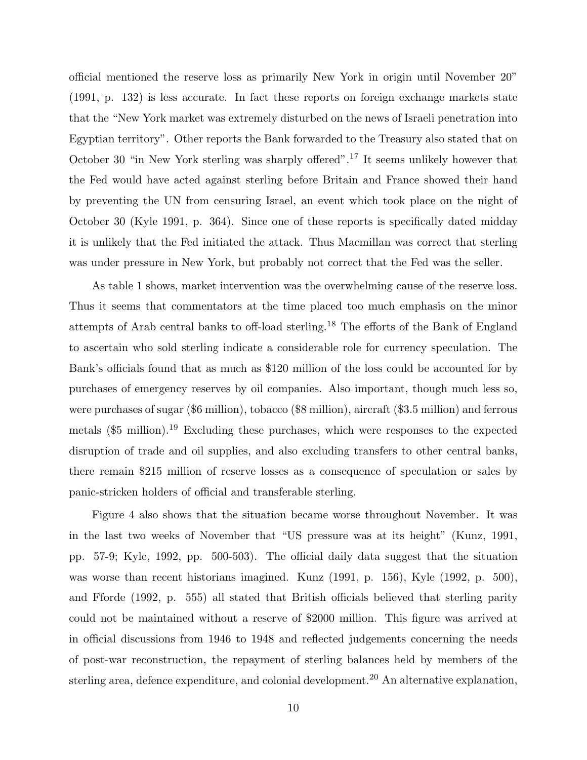official mentioned the reserve loss as primarily New York in origin until November 20" (1991, p. 132) is less accurate. In fact these reports on foreign exchange markets state that the "New York market was extremely disturbed on the news of Israeli penetration into Egyptian territory". Other reports the Bank forwarded to the Treasury also stated that on October 30 "in New York sterling was sharply offered".[17] It seems unlikely however that the Fed would have acted against sterling before Britain and France showed their hand by preventing the UN from censuring Israel, an event which took place on the night of October 30 (Kyle 1991, p. 364). Since one of these reports is specifically dated midday it is unlikely that the Fed initiated the attack. Thus Macmillan was correct that sterling was under pressure in New York, but probably not correct that the Fed was the seller.

As table 1 shows, market intervention was the overwhelming cause of the reserve loss. Thus it seems that commentators at the time placed too much emphasis on the minor attempts of Arab central banks to off-load sterling.[18] The efforts of the Bank of England to ascertain who sold sterling indicate a considerable role for currency speculation. The Bank's officials found that as much as $120 million of the loss could be accounted for by purchases of emergency reserves by oil companies. Also important, though much less so, were purchases of sugar ($6 million), tobacco ($8 million), aircraft ($3.5 million) and ferrous metals ($5 million).[19] Excluding these purchases, which were responses to the expected disruption of trade and oil supplies, and also excluding transfers to other central banks, there remain $215 million of reserve losses as a consequence of speculation or sales by panic-stricken holders of official and transferable sterling.

Figure 4 also shows that the situation became worse throughout November. It was in the last two weeks of November that "US pressure was at its height" (Kunz, 1991, pp. 57-9; Kyle, 1992, pp. 500-503). The official daily data suggest that the situation was worse than recent historians imagined. Kunz (1991, p. 156), Kyle (1992, p. 500), and Fforde (1992, p. 555) all stated that British officials believed that sterling parity could not be maintained without a reserve of $2000 million. This figure was arrived at in official discussions from 1946 to 1948 and reflected judgements concerning the needs of post-war reconstruction, the repayment of sterling balances held by members of the sterling area, defence expenditure, and colonial development.[20] An alternative explanation,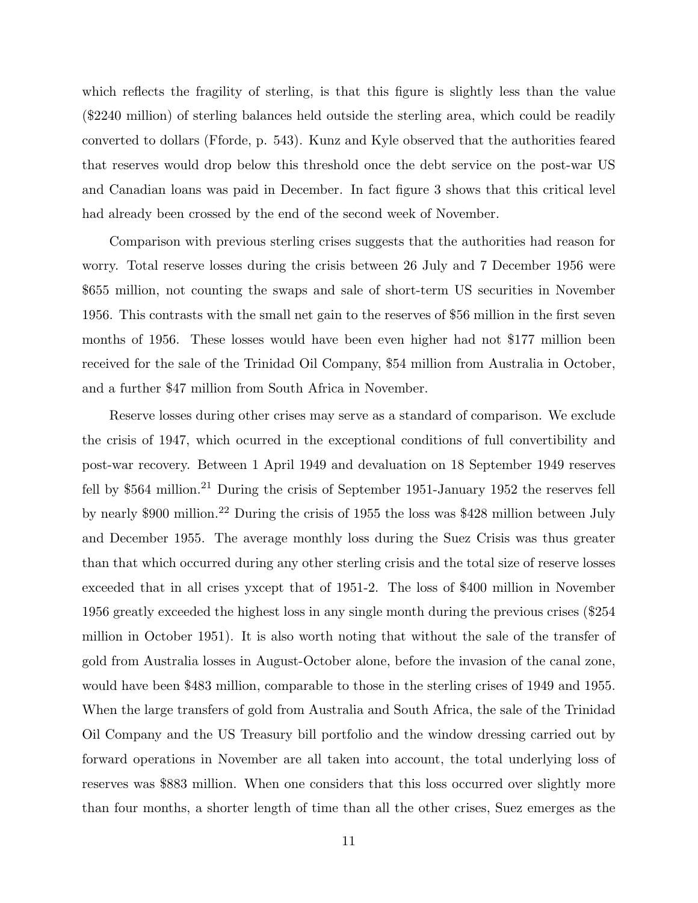which reflects the fragility of sterling, is that this figure is slightly less than the value ($2240 million) of sterling balances held outside the sterling area, which could be readily converted to dollars (Fforde, p. 543). Kunz and Kyle observed that the authorities feared that reserves would drop below this threshold once the debt service on the post-war US and Canadian loans was paid in December. In fact figure 3 shows that this critical level had already been crossed by the end of the second week of November.

Comparison with previous sterling crises suggests that the authorities had reason for worry. Total reserve losses during the crisis between 26 July and 7 December 1956 were $655 million, not counting the swaps and sale of short-term US securities in November 1956. This contrasts with the small net gain to the reserves of $56 million in the first seven months of 1956. These losses would have been even higher had not $177 million been received for the sale of the Trinidad Oil Company, $54 million from Australia in October, and a further $47 million from South Africa in November.

Reserve losses during other crises may serve as a standard of comparison. We exclude the crisis of 1947, which ocurred in the exceptional conditions of full convertibility and post-war recovery. Between 1 April 1949 and devaluation on 18 September 1949 reserves fell by $564 million.[21] During the crisis of September 1951-January 1952 the reserves fell by nearly $900 million.[22] During the crisis of 1955 the loss was $428 million between July and December 1955. The average monthly loss during the Suez Crisis was thus greater than that which occurred during any other sterling crisis and the total size of reserve losses exceeded that in all crises yxcept that of 1951-2. The loss of $400 million in November 1956 greatly exceeded the highest loss in any single month during the previous crises ($254 million in October 1951). It is also worth noting that without the sale of the transfer of gold from Australia losses in August-October alone, before the invasion of the canal zone, would have been $483 million, comparable to those in the sterling crises of 1949 and 1955. When the large transfers of gold from Australia and South Africa, the sale of the Trinidad Oil Company and the US Treasury bill portfolio and the window dressing carried out by forward operations in November are all taken into account, the total underlying loss of reserves was $883 million. When one considers that this loss occurred over slightly more than four months, a shorter length of time than all the other crises, Suez emerges as the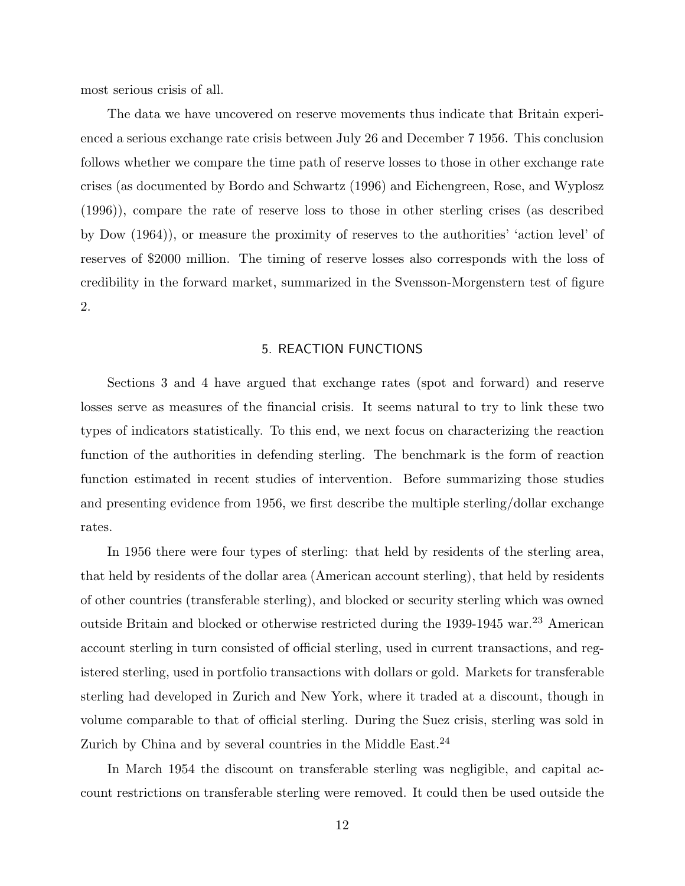most serious crisis of all.

The data we have uncovered on reserve movements thus indicate that Britain experienced a serious exchange rate crisis between July 26 and December 7 1956. This conclusion follows whether we compare the time path of reserve losses to those in other exchange rate crises (as documented by Bordo and Schwartz (1996) and Eichengreen, Rose, and Wyplosz (1996)), compare the rate of reserve loss to those in other sterling crises (as described by Dow (1964)), or measure the proximity of reserves to the authorities' 'action level' of reserves of $2000 million. The timing of reserve losses also corresponds with the loss of credibility in the forward market, summarized in the Svensson-Morgenstern test of figure 2.

## 5. REACTION FUNCTIONS

Sections 3 and 4 have argued that exchange rates (spot and forward) and reserve losses serve as measures of the financial crisis. It seems natural to try to link these two types of indicators statistically. To this end, we next focus on characterizing the reaction function of the authorities in defending sterling. The benchmark is the form of reaction function estimated in recent studies of intervention. Before summarizing those studies and presenting evidence from 1956, we first describe the multiple sterling/dollar exchange rates.

In 1956 there were four types of sterling: that held by residents of the sterling area, that held by residents of the dollar area (American account sterling), that held by residents of other countries (transferable sterling), and blocked or security sterling which was owned outside Britain and blocked or otherwise restricted during the 1939-1945 war.[23] American account sterling in turn consisted of official sterling, used in current transactions, and registered sterling, used in portfolio transactions with dollars or gold. Markets for transferable sterling had developed in Zurich and New York, where it traded at a discount, though in volume comparable to that of official sterling. During the Suez crisis, sterling was sold in Zurich by China and by several countries in the Middle East.[24]

In March 1954 the discount on transferable sterling was negligible, and capital account restrictions on transferable sterling were removed. It could then be used outside the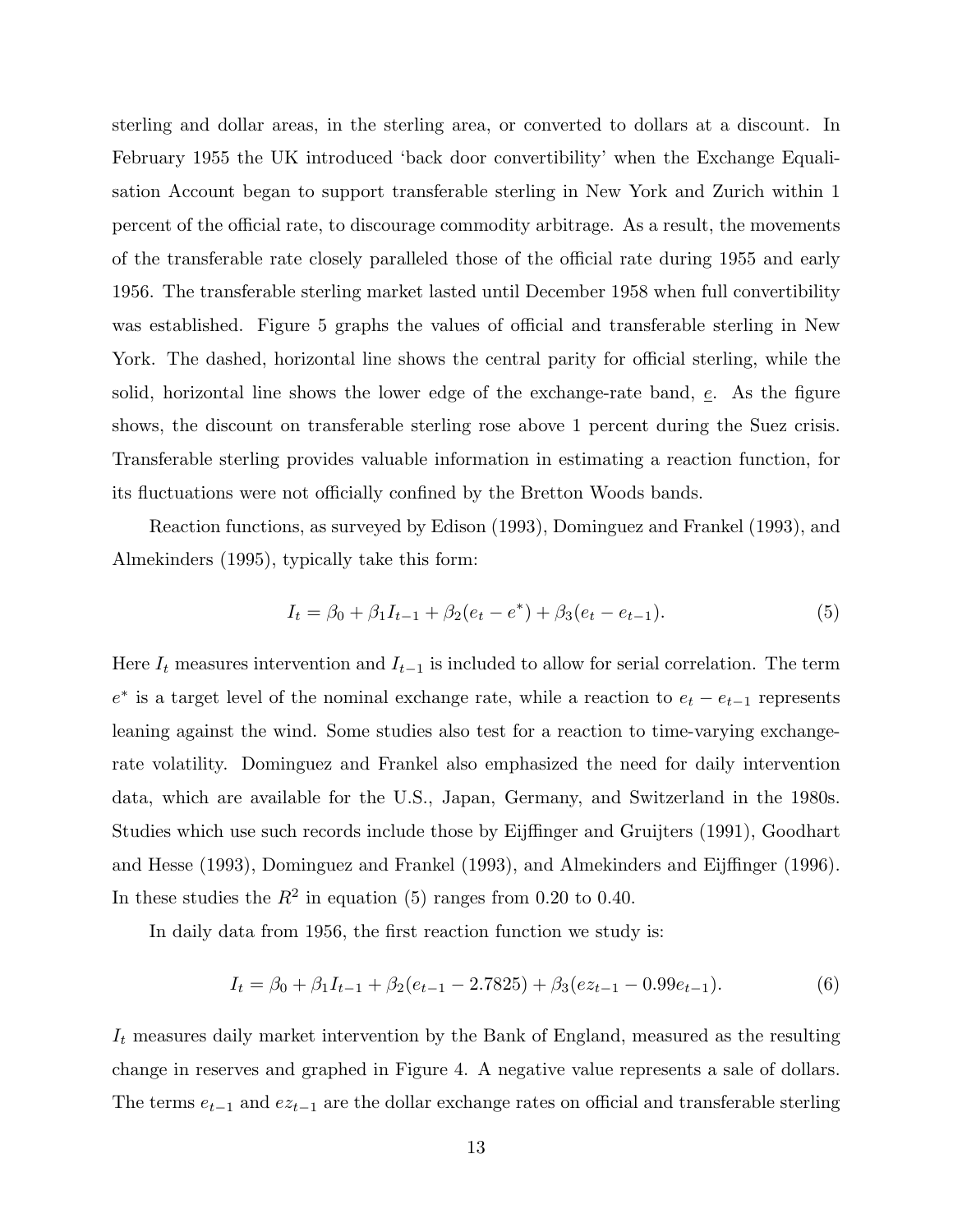sterling and dollar areas, in the sterling area, or converted to dollars at a discount. In February 1955 the UK introduced 'back door convertibility' when the Exchange Equalisation Account began to support transferable sterling in New York and Zurich within 1 percent of the official rate, to discourage commodity arbitrage. As a result, the movements of the transferable rate closely paralleled those of the official rate during 1955 and early 1956. The transferable sterling market lasted until December 1958 when full convertibility was established. Figure 5 graphs the values of official and transferable sterling in New York. The dashed, horizontal line shows the central parity for official sterling, while the solid, horizontal line shows the lower edge of the exchange-rate band, $\underline{e}$. As the figure shows, the discount on transferable sterling rose above 1 percent during the Suez crisis. Transferable sterling provides valuable information in estimating a reaction function, for its fluctuations were not officially confined by the Bretton Woods bands.

Reaction functions, as surveyed by Edison (1993), Dominguez and Frankel (1993), and Almekinders (1995), typically take this form:

$$I_t = \beta_0 + \beta_1 I_{t-1} + \beta_2(e_t - e^*) + \beta_3(e_t - e_{t-1}). \tag{5}$$

Here $I_t$ measures intervention and $I_{t-1}$ is included to allow for serial correlation. The term $e^*$ is a target level of the nominal exchange rate, while a reaction to $e_t - e_{t-1}$ represents leaning against the wind. Some studies also test for a reaction to time-varying exchange-rate volatility. Dominguez and Frankel also emphasized the need for daily intervention data, which are available for the U.S., Japan, Germany, and Switzerland in the 1980s. Studies which use such records include those by Eijffinger and Gruijters (1991), Goodhart and Hesse (1993), Dominguez and Frankel (1993), and Almekinders and Eijffinger (1996). In these studies the $R^2$ in equation (5) ranges from 0.20 to 0.40.

In daily data from 1956, the first reaction function we study is:

$$I_t = \beta_0 + \beta_1 I_{t-1} + \beta_2(e_{t-1} - 2.7825) + \beta_3(ez_{t-1} - 0.99e_{t-1}). \tag{6}$$

$I_t$ measures daily market intervention by the Bank of England, measured as the resulting change in reserves and graphed in Figure 4. A negative value represents a sale of dollars. The terms $e_{t-1}$ and $ez_{t-1}$ are the dollar exchange rates on official and transferable sterling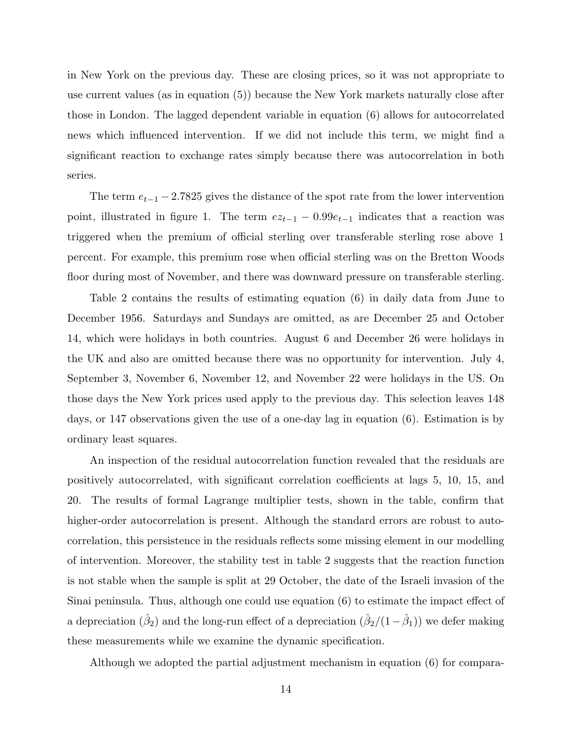in New York on the previous day. These are closing prices, so it was not appropriate to use current values (as in equation (5)) because the New York markets naturally close after those in London. The lagged dependent variable in equation (6) allows for autocorrelated news which influenced intervention. If we did not include this term, we might find a significant reaction to exchange rates simply because there was autocorrelation in both series.

The term $e_{t-1} - 2.7825$ gives the distance of the spot rate from the lower intervention point, illustrated in figure 1. The term $ez_{t-1} - 0.99e_{t-1}$ indicates that a reaction was triggered when the premium of official sterling over transferable sterling rose above 1 percent. For example, this premium rose when official sterling was on the Bretton Woods floor during most of November, and there was downward pressure on transferable sterling.

Table 2 contains the results of estimating equation (6) in daily data from June to December 1956. Saturdays and Sundays are omitted, as are December 25 and October 14, which were holidays in both countries. August 6 and December 26 were holidays in the UK and also are omitted because there was no opportunity for intervention. July 4, September 3, November 6, November 12, and November 22 were holidays in the US. On those days the New York prices used apply to the previous day. This selection leaves 148 days, or 147 observations given the use of a one-day lag in equation (6). Estimation is by ordinary least squares.

An inspection of the residual autocorrelation function revealed that the residuals are positively autocorrelated, with significant correlation coefficients at lags 5, 10, 15, and 20. The results of formal Lagrange multiplier tests, shown in the table, confirm that higher-order autocorrelation is present. Although the standard errors are robust to autocorrelation, this persistence in the residuals reflects some missing element in our modelling of intervention. Moreover, the stability test in table 2 suggests that the reaction function is not stable when the sample is split at 29 October, the date of the Israeli invasion of the Sinai peninsula. Thus, although one could use equation (6) to estimate the impact effect of a depreciation ($\hat{\beta}_2$) and the long-run effect of a depreciation ($\hat{\beta}_2/(1-\hat{\beta}_1)$) we defer making these measurements while we examine the dynamic specification.

Although we adopted the partial adjustment mechanism in equation (6) for compara-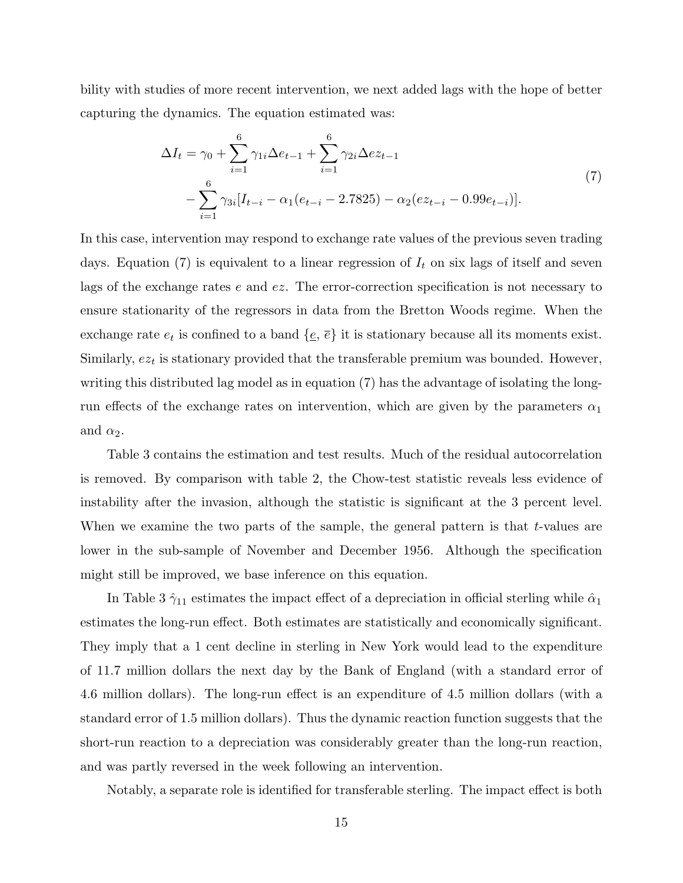bility with studies of more recent intervention, we next added lags with the hope of better capturing the dynamics. The equation estimated was:

$$
\begin{aligned}
\Delta I_t = \gamma_0 &+ \sum_{i=1}^{6} \gamma_{1i} \Delta e_{t-1} + \sum_{i=1}^{6} \gamma_{2i} \Delta ez_{t-1} \\
&- \sum_{i=1}^{6} \gamma_{3i} [I_{t-i} - \alpha_1 (e_{t-i} - 2.7825) - \alpha_2 (ez_{t-i} - 0.99 e_{t-i})].
\end{aligned}
\tag{7}
$$

In this case, intervention may respond to exchange rate values of the previous seven trading days. Equation (7) is equivalent to a linear regression of $I_t$ on six lags of itself and seven lags of the exchange rates $e$ and $ez$. The error-correction specification is not necessary to ensure stationarity of the regressors in data from the Bretton Woods regime. When the exchange rate $e_t$ is confined to a band $\{\underline{e}, \overline{e}\}$ it is stationary because all its moments exist. Similarly, $ez_t$ is stationary provided that the transferable premium was bounded. However, writing this distributed lag model as in equation (7) has the advantage of isolating the long-run effects of the exchange rates on intervention, which are given by the parameters $\alpha_1$ and $\alpha_2$.

Table 3 contains the estimation and test results. Much of the residual autocorrelation is removed. By comparison with table 2, the Chow-test statistic reveals less evidence of instability after the invasion, although the statistic is significant at the 3 percent level. When we examine the two parts of the sample, the general pattern is that $t$-values are lower in the sub-sample of November and December 1956. Although the specification might still be improved, we base inference on this equation.

In Table 3 $\hat{\gamma}_{11}$ estimates the impact effect of a depreciation in official sterling while $\hat{\alpha}_1$ estimates the long-run effect. Both estimates are statistically and economically significant. They imply that a 1 cent decline in sterling in New York would lead to the expenditure of 11.7 million dollars the next day by the Bank of England (with a standard error of 4.6 million dollars). The long-run effect is an expenditure of 4.5 million dollars (with a standard error of 1.5 million dollars). Thus the dynamic reaction function suggests that the short-run reaction to a depreciation was considerably greater than the long-run reaction, and was partly reversed in the week following an intervention.

Notably, a separate role is identified for transferable sterling. The impact effect is both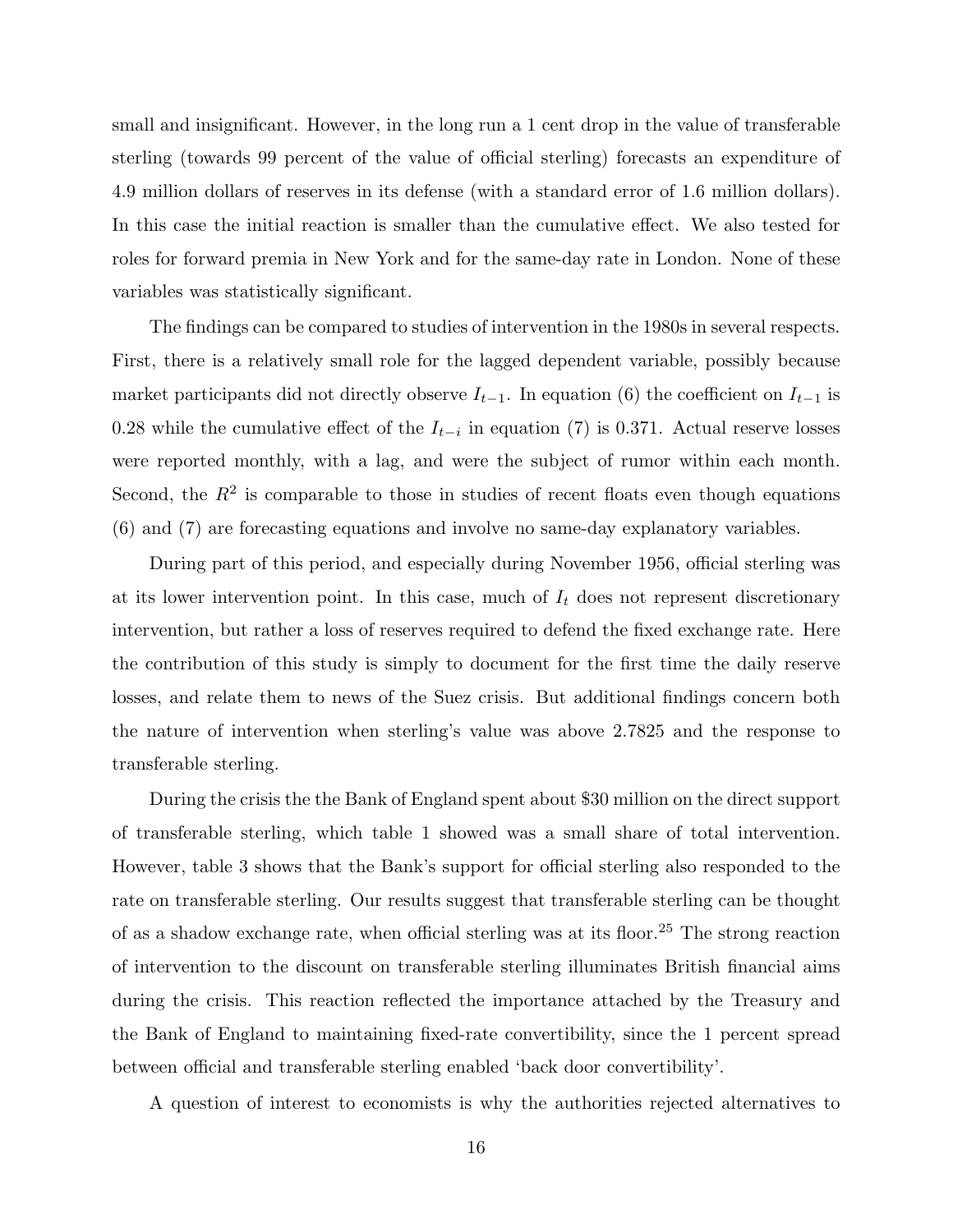small and insignificant. However, in the long run a 1 cent drop in the value of transferable sterling (towards 99 percent of the value of official sterling) forecasts an expenditure of 4.9 million dollars of reserves in its defense (with a standard error of 1.6 million dollars). In this case the initial reaction is smaller than the cumulative effect. We also tested for roles for forward premia in New York and for the same-day rate in London. None of these variables was statistically significant.

The findings can be compared to studies of intervention in the 1980s in several respects. First, there is a relatively small role for the lagged dependent variable, possibly because market participants did not directly observe $I_{t-1}$. In equation (6) the coefficient on $I_{t-1}$ is 0.28 while the cumulative effect of the $I_{t-i}$ in equation (7) is 0.371. Actual reserve losses were reported monthly, with a lag, and were the subject of rumor within each month. Second, the $R^2$ is comparable to those in studies of recent floats even though equations (6) and (7) are forecasting equations and involve no same-day explanatory variables.

During part of this period, and especially during November 1956, official sterling was at its lower intervention point. In this case, much of $I_t$ does not represent discretionary intervention, but rather a loss of reserves required to defend the fixed exchange rate. Here the contribution of this study is simply to document for the first time the daily reserve losses, and relate them to news of the Suez crisis. But additional findings concern both the nature of intervention when sterling's value was above 2.7825 and the response to transferable sterling.

During the crisis the the Bank of England spent about $30 million on the direct support of transferable sterling, which table 1 showed was a small share of total intervention. However, table 3 shows that the Bank's support for official sterling also responded to the rate on transferable sterling. Our results suggest that transferable sterling can be thought of as a shadow exchange rate, when official sterling was at its floor.[25] The strong reaction of intervention to the discount on transferable sterling illuminates British financial aims during the crisis. This reaction reflected the importance attached by the Treasury and the Bank of England to maintaining fixed-rate convertibility, since the 1 percent spread between official and transferable sterling enabled 'back door convertibility'.

A question of interest to economists is why the authorities rejected alternatives to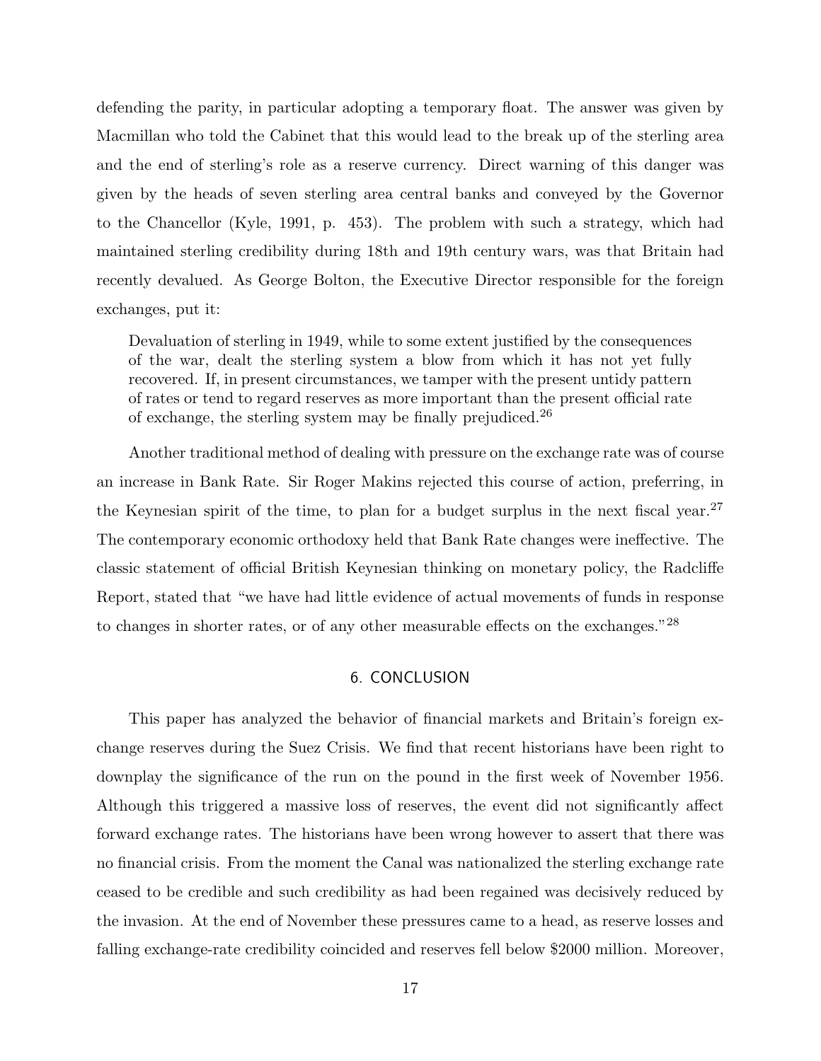defending the parity, in particular adopting a temporary float. The answer was given by Macmillan who told the Cabinet that this would lead to the break up of the sterling area and the end of sterling's role as a reserve currency. Direct warning of this danger was given by the heads of seven sterling area central banks and conveyed by the Governor to the Chancellor (Kyle, 1991, p. 453). The problem with such a strategy, which had maintained sterling credibility during 18th and 19th century wars, was that Britain had recently devalued. As George Bolton, the Executive Director responsible for the foreign exchanges, put it:

> Devaluation of sterling in 1949, while to some extent justified by the consequences of the war, dealt the sterling system a blow from which it has not yet fully recovered. If, in present circumstances, we tamper with the present untidy pattern of rates or tend to regard reserves as more important than the present official rate of exchange, the sterling system may be finally prejudiced.[26]

Another traditional method of dealing with pressure on the exchange rate was of course an increase in Bank Rate. Sir Roger Makins rejected this course of action, preferring, in the Keynesian spirit of the time, to plan for a budget surplus in the next fiscal year.[27] The contemporary economic orthodoxy held that Bank Rate changes were ineffective. The classic statement of official British Keynesian thinking on monetary policy, the Radcliffe Report, stated that "we have had little evidence of actual movements of funds in response to changes in shorter rates, or of any other measurable effects on the exchanges."[28]

## 6. CONCLUSION

This paper has analyzed the behavior of financial markets and Britain's foreign exchange reserves during the Suez Crisis. We find that recent historians have been right to downplay the significance of the run on the pound in the first week of November 1956. Although this triggered a massive loss of reserves, the event did not significantly affect forward exchange rates. The historians have been wrong however to assert that there was no financial crisis. From the moment the Canal was nationalized the sterling exchange rate ceased to be credible and such credibility as had been regained was decisively reduced by the invasion. At the end of November these pressures came to a head, as reserve losses and falling exchange-rate credibility coincided and reserves fell below $2000 million. Moreover,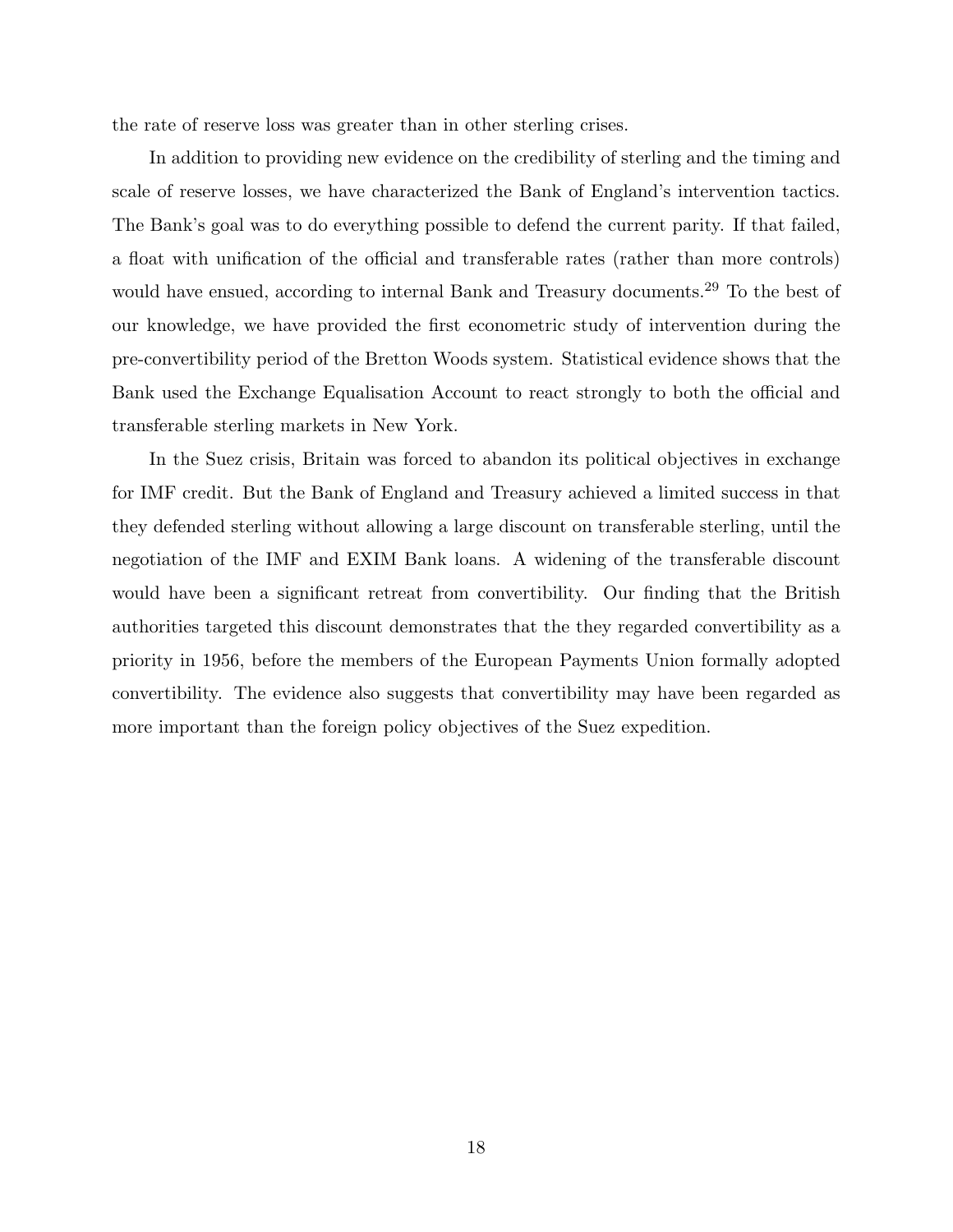the rate of reserve loss was greater than in other sterling crises.

In addition to providing new evidence on the credibility of sterling and the timing and scale of reserve losses, we have characterized the Bank of England's intervention tactics. The Bank's goal was to do everything possible to defend the current parity. If that failed, a float with unification of the official and transferable rates (rather than more controls) would have ensued, according to internal Bank and Treasury documents.[29] To the best of our knowledge, we have provided the first econometric study of intervention during the pre-convertibility period of the Bretton Woods system. Statistical evidence shows that the Bank used the Exchange Equalisation Account to react strongly to both the official and transferable sterling markets in New York.

In the Suez crisis, Britain was forced to abandon its political objectives in exchange for IMF credit. But the Bank of England and Treasury achieved a limited success in that they defended sterling without allowing a large discount on transferable sterling, until the negotiation of the IMF and EXIM Bank loans. A widening of the transferable discount would have been a significant retreat from convertibility. Our finding that the British authorities targeted this discount demonstrates that the they regarded convertibility as a priority in 1956, before the members of the European Payments Union formally adopted convertibility. The evidence also suggests that convertibility may have been regarded as more important than the foreign policy objectives of the Suez expedition.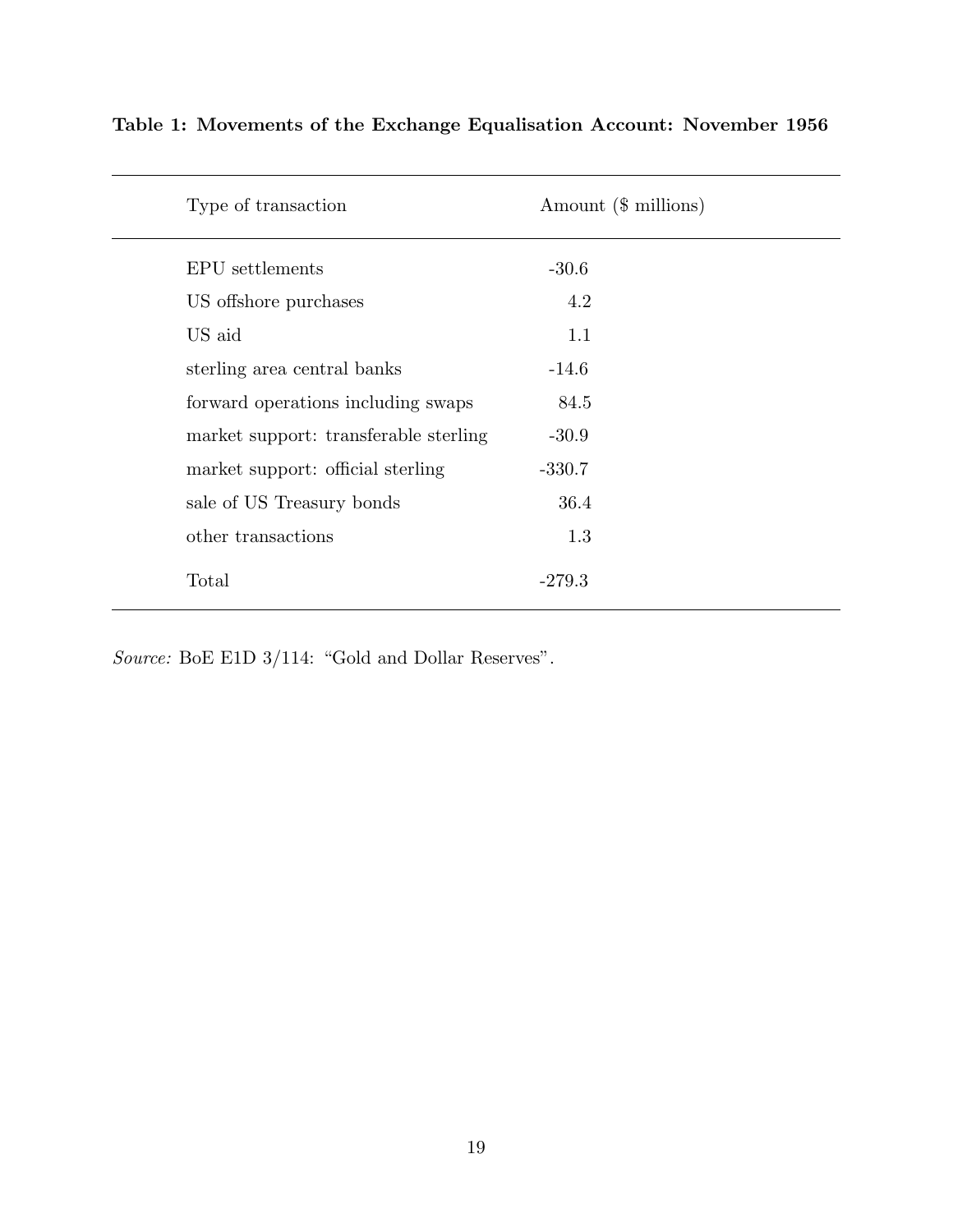**Table 1: Movements of the Exchange Equalisation Account: November 1956**

| Type of transaction | Amount ($ millions) |
|---|---|
| EPU settlements | -30.6 |
| US offshore purchases | 4.2 |
| US aid | 1.1 |
| sterling area central banks | -14.6 |
| forward operations including swaps | 84.5 |
| market support: transferable sterling | -30.9 |
| market support: official sterling | -330.7 |
| sale of US Treasury bonds | 36.4 |
| other transactions | 1.3 |
| Total | -279.3 |

*Source:* BoE E1D 3/114: "Gold and Dollar Reserves".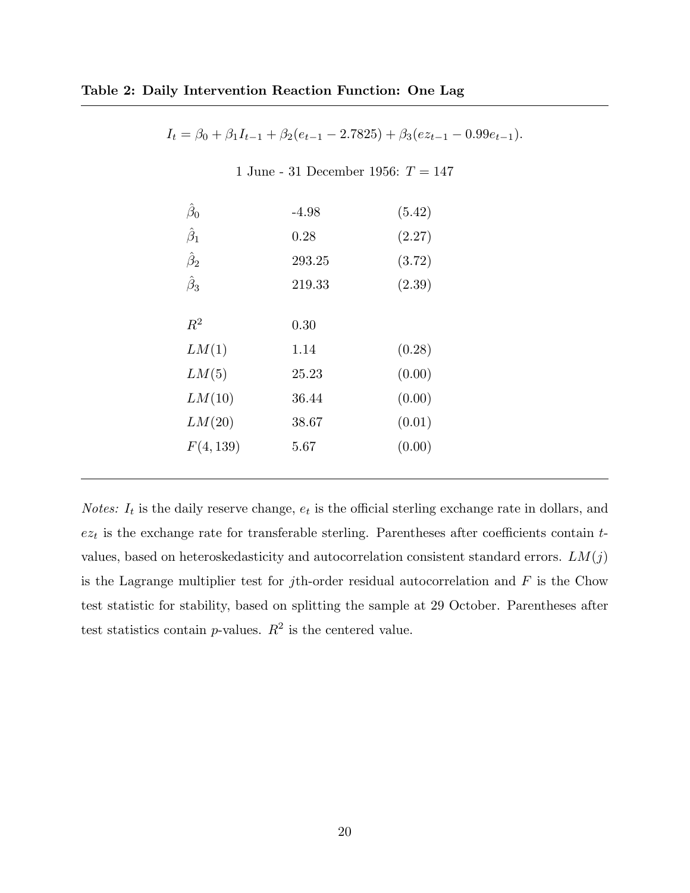**Table 2: Daily Intervention Reaction Function: One Lag**

$$I_t = \beta_0 + \beta_1 I_{t-1} + \beta_2(e_{t-1} - 2.7825) + \beta_3(ez_{t-1} - 0.99e_{t-1}).$$

1 June - 31 December 1956: $T = 147$

| | | |
|---|---|---|
| $\hat{\beta}_0$ | -4.98 | (5.42) |
| $\hat{\beta}_1$ | 0.28 | (2.27) |
| $\hat{\beta}_2$ | 293.25 | (3.72) |
| $\hat{\beta}_3$ | 219.33 | (2.39) |
| $R^2$ | 0.30 | |
| $LM(1)$ | 1.14 | (0.28) |
| $LM(5)$ | 25.23 | (0.00) |
| $LM(10)$ | 36.44 | (0.00) |
| $LM(20)$ | 38.67 | (0.01) |
| $F(4, 139)$ | 5.67 | (0.00) |

*Notes:* $I_t$ is the daily reserve change, $e_t$ is the official sterling exchange rate in dollars, and $ez_t$ is the exchange rate for transferable sterling. Parentheses after coefficients contain $t$-values, based on heteroskedasticity and autocorrelation consistent standard errors. $LM(j)$ is the Lagrange multiplier test for $j$th-order residual autocorrelation and $F$ is the Chow test statistic for stability, based on splitting the sample at 29 October. Parentheses after test statistics contain $p$-values. $R^2$ is the centered value.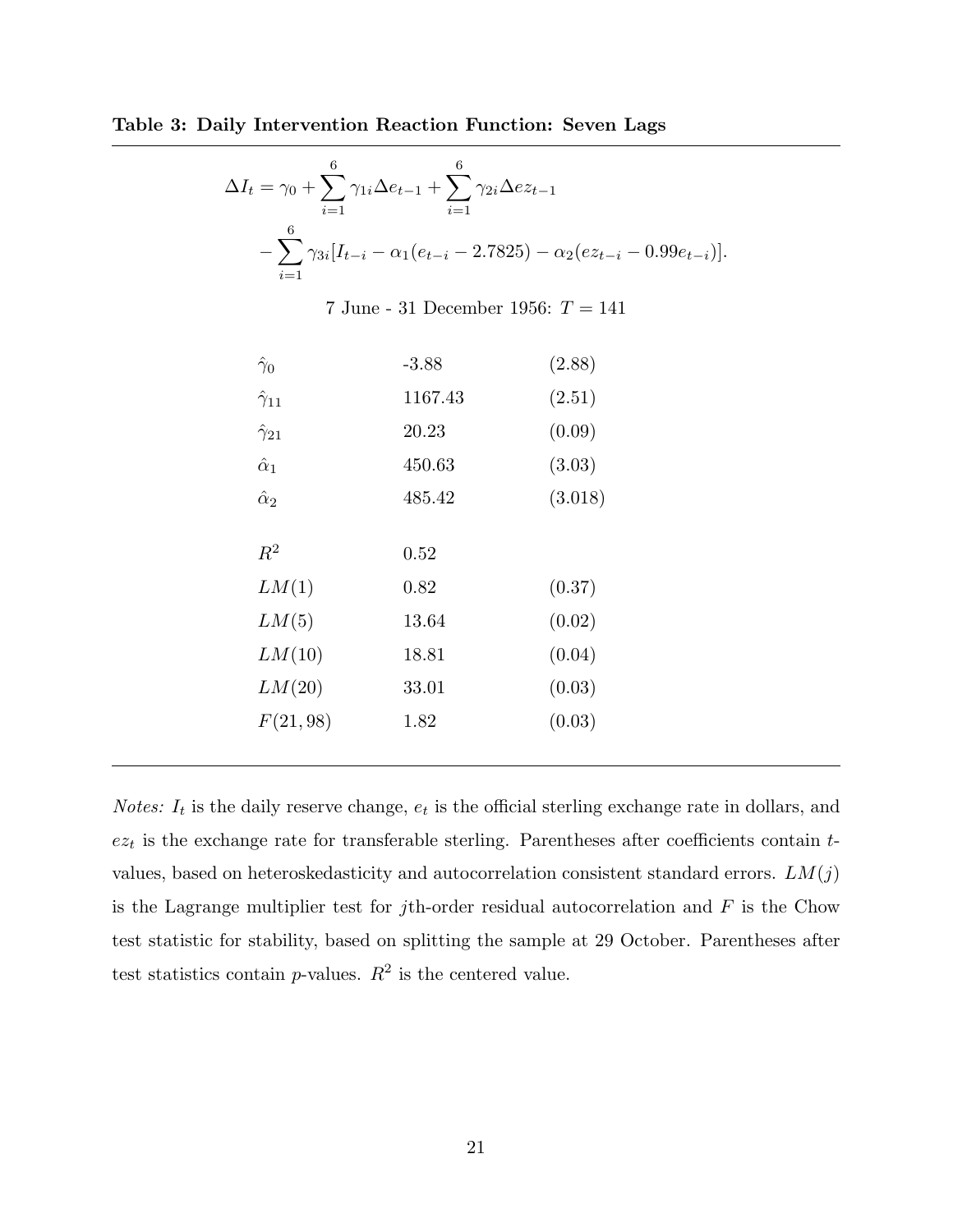**Table 3: Daily Intervention Reaction Function: Seven Lags**

$$\Delta I_t = \gamma_0 + \sum_{i=1}^{6} \gamma_{1i} \Delta e_{t-1} + \sum_{i=1}^{6} \gamma_{2i} \Delta ez_{t-1}$$
$$- \sum_{i=1}^{6} \gamma_{3i} [I_{t-i} - \alpha_1 (e_{t-i} - 2.7825) - \alpha_2 (ez_{t-i} - 0.99 e_{t-i})].$$

7 June - 31 December 1956: $T = 141$

| | | |
|---|---|---|
| $\hat{\gamma}_0$ | -3.88 | (2.88) |
| $\hat{\gamma}_{11}$ | 1167.43 | (2.51) |
| $\hat{\gamma}_{21}$ | 20.23 | (0.09) |
| $\hat{\alpha}_1$ | 450.63 | (3.03) |
| $\hat{\alpha}_2$ | 485.42 | (3.018) |
| $R^2$ | 0.52 | |
| $LM(1)$ | 0.82 | (0.37) |
| $LM(5)$ | 13.64 | (0.02) |
| $LM(10)$ | 18.81 | (0.04) |
| $LM(20)$ | 33.01 | (0.03) |
| $F(21, 98)$ | 1.82 | (0.03) |

*Notes:* $I_t$ is the daily reserve change, $e_t$ is the official sterling exchange rate in dollars, and $ez_t$ is the exchange rate for transferable sterling. Parentheses after coefficients contain $t$-values, based on heteroskedasticity and autocorrelation consistent standard errors. $LM(j)$ is the Lagrange multiplier test for $j$th-order residual autocorrelation and $F$ is the Chow test statistic for stability, based on splitting the sample at 29 October. Parentheses after test statistics contain $p$-values. $R^2$ is the centered value.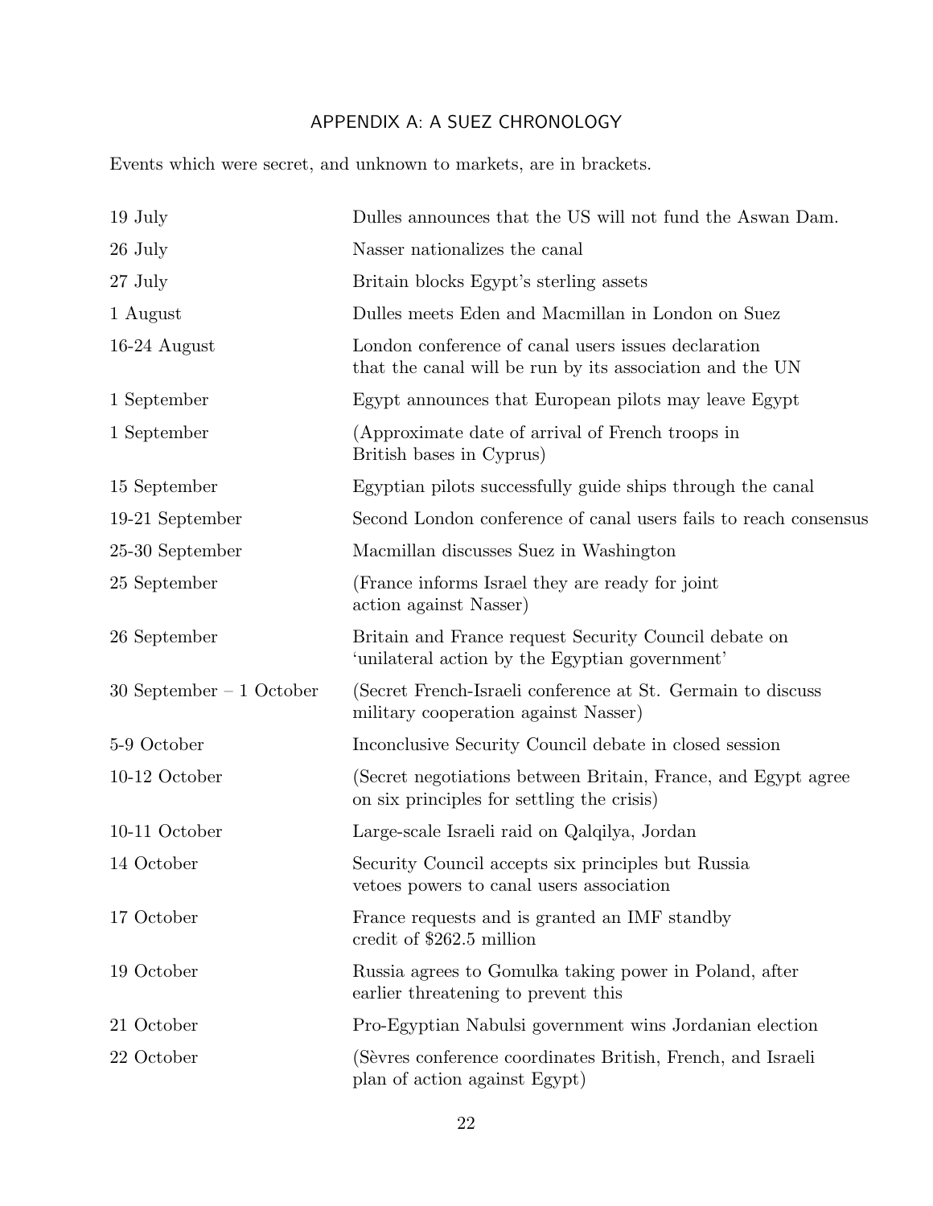## APPENDIX A: A SUEZ CHRONOLOGY

Events which were secret, and unknown to markets, are in brackets.

| | |
|---|---|
| 19 July | Dulles announces that the US will not fund the Aswan Dam. |
| 26 July | Nasser nationalizes the canal |
| 27 July | Britain blocks Egypt's sterling assets |
| 1 August | Dulles meets Eden and Macmillan in London on Suez |
| 16-24 August | London conference of canal users issues declaration that the canal will be run by its association and the UN |
| 1 September | Egypt announces that European pilots may leave Egypt |
| 1 September | (Approximate date of arrival of French troops in British bases in Cyprus) |
| 15 September | Egyptian pilots successfully guide ships through the canal |
| 19-21 September | Second London conference of canal users fails to reach consensus |
| 25-30 September | Macmillan discusses Suez in Washington |
| 25 September | (France informs Israel they are ready for joint action against Nasser) |
| 26 September | Britain and France request Security Council debate on 'unilateral action by the Egyptian government' |
| 30 September – 1 October | (Secret French-Israeli conference at St. Germain to discuss military cooperation against Nasser) |
| 5-9 October | Inconclusive Security Council debate in closed session |
| 10-12 October | (Secret negotiations between Britain, France, and Egypt agree on six principles for settling the crisis) |
| 10-11 October | Large-scale Israeli raid on Qalqilya, Jordan |
| 14 October | Security Council accepts six principles but Russia vetoes powers to canal users association |
| 17 October | France requests and is granted an IMF standby credit of $262.5 million |
| 19 October | Russia agrees to Gomulka taking power in Poland, after earlier threatening to prevent this |
| 21 October | Pro-Egyptian Nabulsi government wins Jordanian election |
| 22 October | (Sèvres conference coordinates British, French, and Israeli plan of action against Egypt) |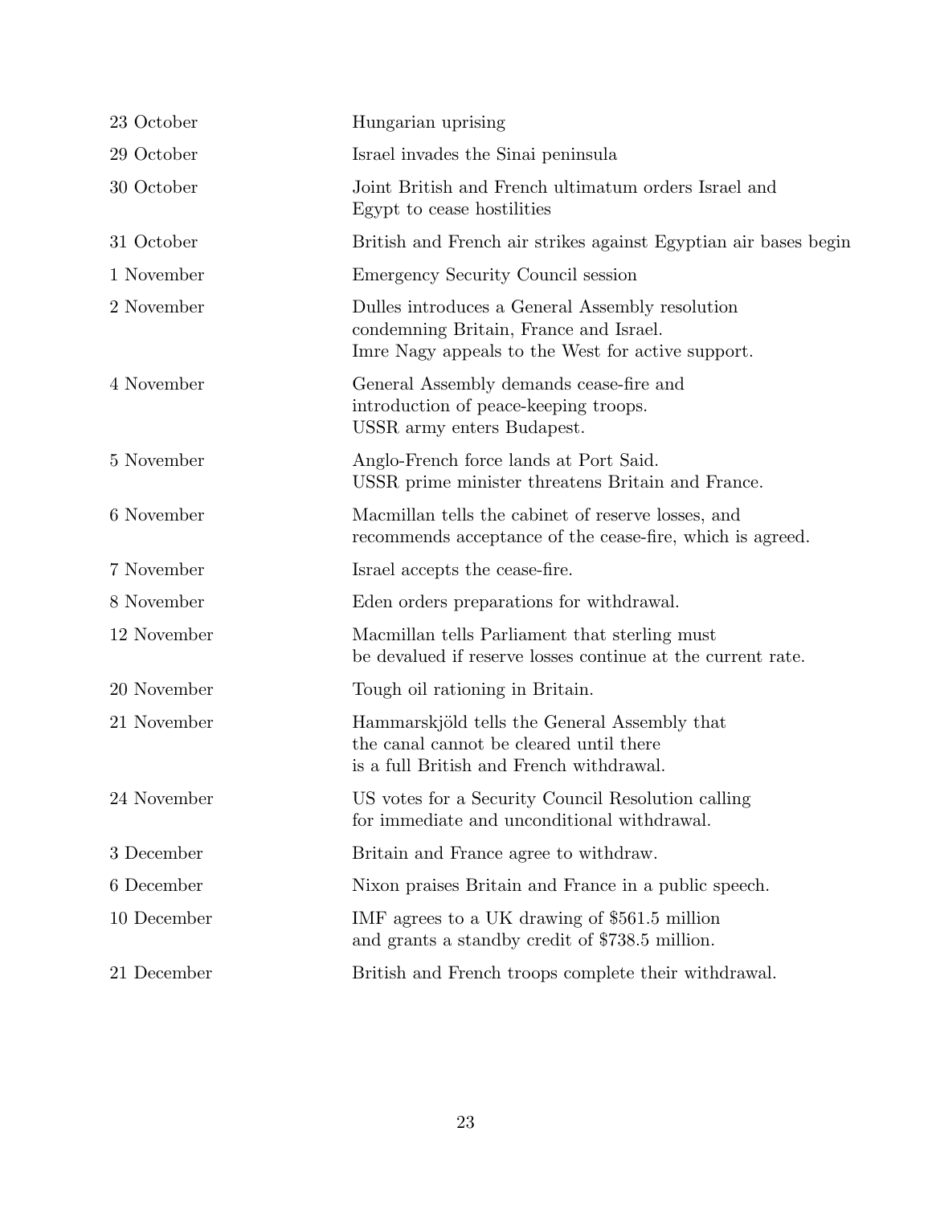| | |
|---|---|
| 23 October | Hungarian uprising |
| 29 October | Israel invades the Sinai peninsula |
| 30 October | Joint British and French ultimatum orders Israel and Egypt to cease hostilities |
| 31 October | British and French air strikes against Egyptian air bases begin |
| 1 November | Emergency Security Council session |
| 2 November | Dulles introduces a General Assembly resolution condemning Britain, France and Israel. Imre Nagy appeals to the West for active support. |
| 4 November | General Assembly demands cease-fire and introduction of peace-keeping troops. USSR army enters Budapest. |
| 5 November | Anglo-French force lands at Port Said. USSR prime minister threatens Britain and France. |
| 6 November | Macmillan tells the cabinet of reserve losses, and recommends acceptance of the cease-fire, which is agreed. |
| 7 November | Israel accepts the cease-fire. |
| 8 November | Eden orders preparations for withdrawal. |
| 12 November | Macmillan tells Parliament that sterling must be devalued if reserve losses continue at the current rate. |
| 20 November | Tough oil rationing in Britain. |
| 21 November | Hammarskjöld tells the General Assembly that the canal cannot be cleared until there is a full British and French withdrawal. |
| 24 November | US votes for a Security Council Resolution calling for immediate and unconditional withdrawal. |
| 3 December | Britain and France agree to withdraw. |
| 6 December | Nixon praises Britain and France in a public speech. |
| 10 December | IMF agrees to a UK drawing of $561.5 million and grants a standby credit of $738.5 million. |
| 21 December | British and French troops complete their withdrawal. |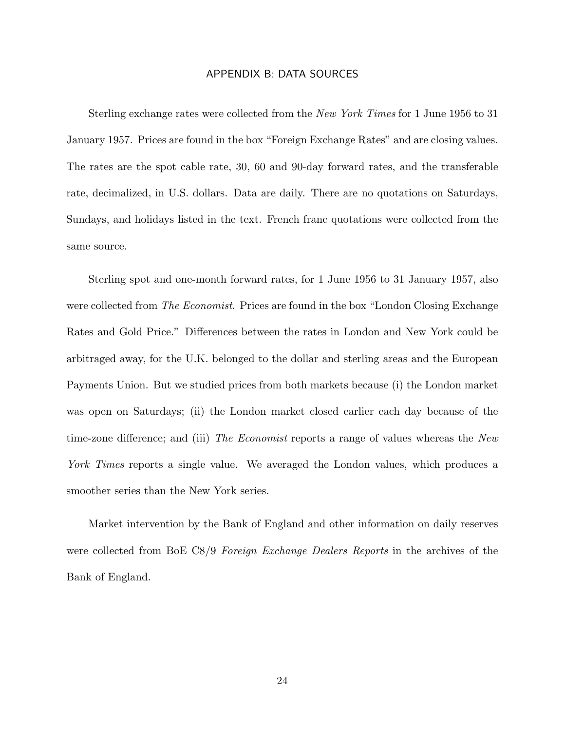## APPENDIX B: DATA SOURCES

Sterling exchange rates were collected from the *New York Times* for 1 June 1956 to 31 January 1957. Prices are found in the box "Foreign Exchange Rates" and are closing values. The rates are the spot cable rate, 30, 60 and 90-day forward rates, and the transferable rate, decimalized, in U.S. dollars. Data are daily. There are no quotations on Saturdays, Sundays, and holidays listed in the text. French franc quotations were collected from the same source.

Sterling spot and one-month forward rates, for 1 June 1956 to 31 January 1957, also were collected from *The Economist*. Prices are found in the box "London Closing Exchange Rates and Gold Price." Differences between the rates in London and New York could be arbitraged away, for the U.K. belonged to the dollar and sterling areas and the European Payments Union. But we studied prices from both markets because (i) the London market was open on Saturdays; (ii) the London market closed earlier each day because of the time-zone difference; and (iii) *The Economist* reports a range of values whereas the *New York Times* reports a single value. We averaged the London values, which produces a smoother series than the New York series.

Market intervention by the Bank of England and other information on daily reserves were collected from BoE C8/9 *Foreign Exchange Dealers Reports* in the archives of the Bank of England.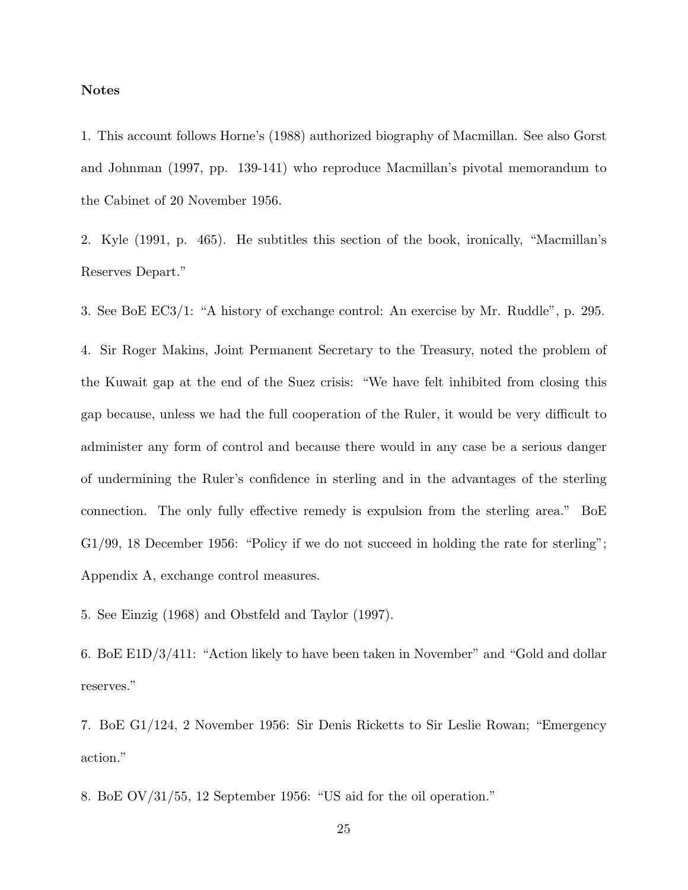**Notes**

1. This account follows Horne's (1988) authorized biography of Macmillan. See also Gorst and Johnman (1997, pp. 139-141) who reproduce Macmillan's pivotal memorandum to the Cabinet of 20 November 1956.

2. Kyle (1991, p. 465). He subtitles this section of the book, ironically, "Macmillan's Reserves Depart."

3. See BoE EC3/1: "A history of exchange control: An exercise by Mr. Ruddle", p. 295.

4. Sir Roger Makins, Joint Permanent Secretary to the Treasury, noted the problem of the Kuwait gap at the end of the Suez crisis: "We have felt inhibited from closing this gap because, unless we had the full cooperation of the Ruler, it would be very difficult to administer any form of control and because there would in any case be a serious danger of undermining the Ruler's confidence in sterling and in the advantages of the sterling connection. The only fully effective remedy is expulsion from the sterling area." BoE G1/99, 18 December 1956: "Policy if we do not succeed in holding the rate for sterling"; Appendix A, exchange control measures.

5. See Einzig (1968) and Obstfeld and Taylor (1997).

6. BoE E1D/3/411: "Action likely to have been taken in November" and "Gold and dollar reserves."

7. BoE G1/124, 2 November 1956: Sir Denis Ricketts to Sir Leslie Rowan; "Emergency action."

8. BoE OV/31/55, 12 September 1956: "US aid for the oil operation."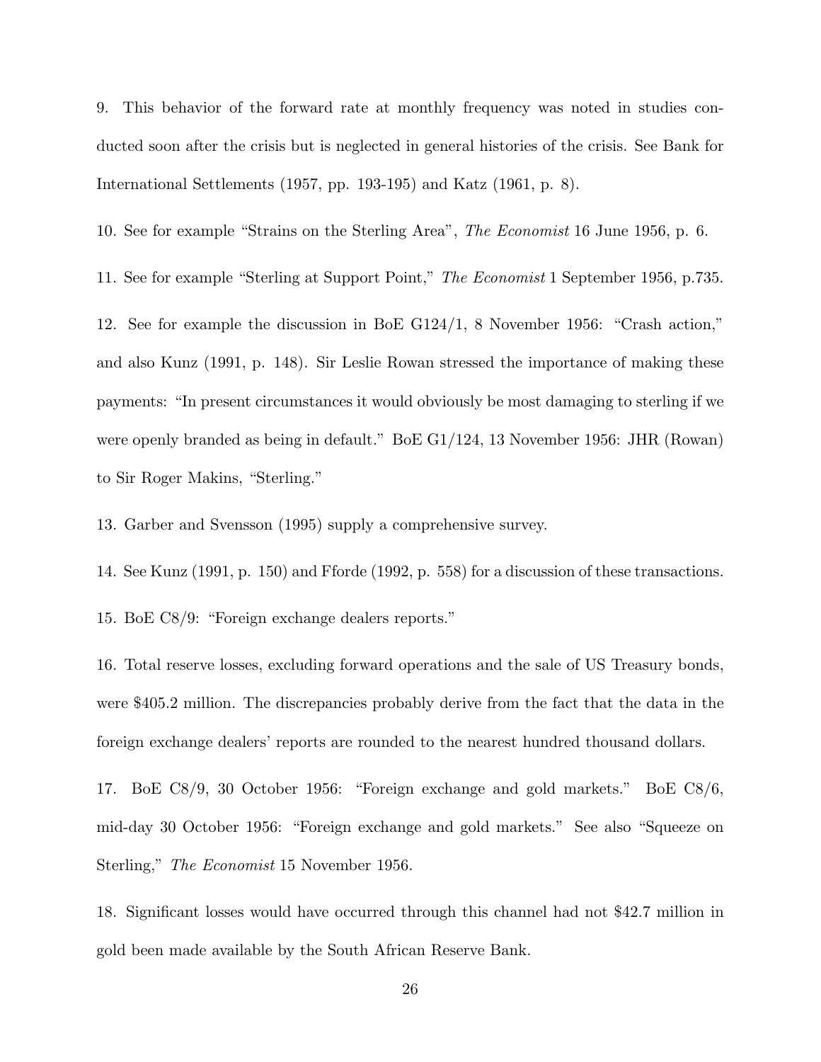9. This behavior of the forward rate at monthly frequency was noted in studies conducted soon after the crisis but is neglected in general histories of the crisis. See Bank for International Settlements (1957, pp. 193-195) and Katz (1961, p. 8).

10. See for example "Strains on the Sterling Area", *The Economist* 16 June 1956, p. 6.

11. See for example "Sterling at Support Point," *The Economist* 1 September 1956, p.735.

12. See for example the discussion in BoE G124/1, 8 November 1956: "Crash action," and also Kunz (1991, p. 148). Sir Leslie Rowan stressed the importance of making these payments: "In present circumstances it would obviously be most damaging to sterling if we were openly branded as being in default." BoE G1/124, 13 November 1956: JHR (Rowan) to Sir Roger Makins, "Sterling."

13. Garber and Svensson (1995) supply a comprehensive survey.

14. See Kunz (1991, p. 150) and Fforde (1992, p. 558) for a discussion of these transactions.

15. BoE C8/9: "Foreign exchange dealers reports."

16. Total reserve losses, excluding forward operations and the sale of US Treasury bonds, were $405.2 million. The discrepancies probably derive from the fact that the data in the foreign exchange dealers' reports are rounded to the nearest hundred thousand dollars.

17. BoE C8/9, 30 October 1956: "Foreign exchange and gold markets." BoE C8/6, mid-day 30 October 1956: "Foreign exchange and gold markets." See also "Squeeze on Sterling," *The Economist* 15 November 1956.

18. Significant losses would have occurred through this channel had not $42.7 million in gold been made available by the South African Reserve Bank.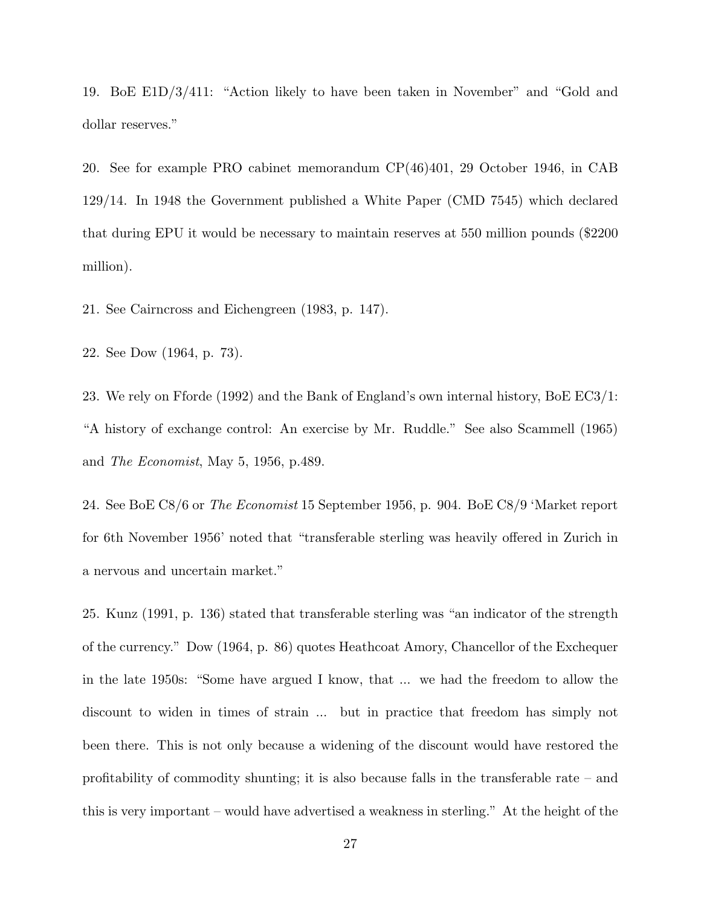19. BoE E1D/3/411: "Action likely to have been taken in November" and "Gold and dollar reserves."

20. See for example PRO cabinet memorandum CP(46)401, 29 October 1946, in CAB 129/14. In 1948 the Government published a White Paper (CMD 7545) which declared that during EPU it would be necessary to maintain reserves at 550 million pounds ($2200 million).

21. See Cairncross and Eichengreen (1983, p. 147).

22. See Dow (1964, p. 73).

23. We rely on Fforde (1992) and the Bank of England's own internal history, BoE EC3/1: "A history of exchange control: An exercise by Mr. Ruddle." See also Scammell (1965) and *The Economist*, May 5, 1956, p.489.

24. See BoE C8/6 or *The Economist* 15 September 1956, p. 904. BoE C8/9 'Market report for 6th November 1956' noted that "transferable sterling was heavily offered in Zurich in a nervous and uncertain market."

25. Kunz (1991, p. 136) stated that transferable sterling was "an indicator of the strength of the currency." Dow (1964, p. 86) quotes Heathcoat Amory, Chancellor of the Exchequer in the late 1950s: "Some have argued I know, that ... we had the freedom to allow the discount to widen in times of strain ... but in practice that freedom has simply not been there. This is not only because a widening of the discount would have restored the profitability of commodity shunting; it is also because falls in the transferable rate – and this is very important – would have advertised a weakness in sterling." At the height of the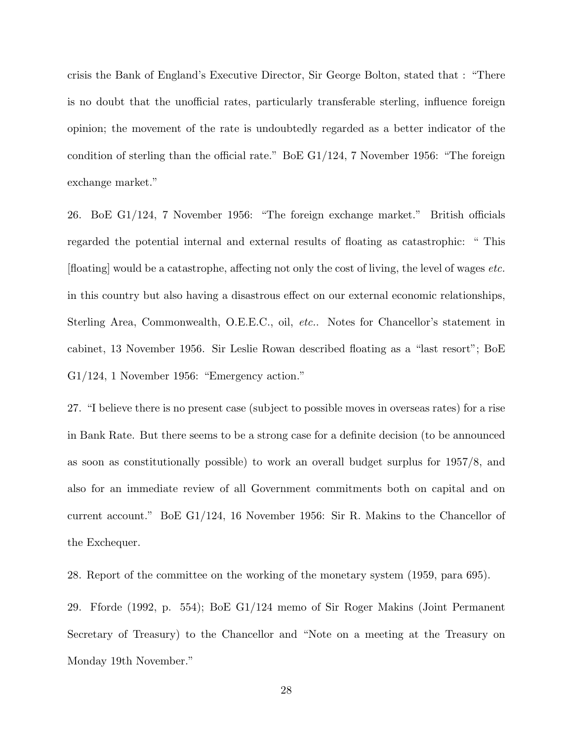crisis the Bank of England's Executive Director, Sir George Bolton, stated that : "There is no doubt that the unofficial rates, particularly transferable sterling, influence foreign opinion; the movement of the rate is undoubtedly regarded as a better indicator of the condition of sterling than the official rate." BoE G1/124, 7 November 1956: "The foreign exchange market."

26. BoE G1/124, 7 November 1956: "The foreign exchange market." British officials regarded the potential internal and external results of floating as catastrophic: " This [floating] would be a catastrophe, affecting not only the cost of living, the level of wages *etc.* in this country but also having a disastrous effect on our external economic relationships, Sterling Area, Commonwealth, O.E.E.C., oil, *etc.*. Notes for Chancellor's statement in cabinet, 13 November 1956. Sir Leslie Rowan described floating as a "last resort"; BoE G1/124, 1 November 1956: "Emergency action."

27. "I believe there is no present case (subject to possible moves in overseas rates) for a rise in Bank Rate. But there seems to be a strong case for a definite decision (to be announced as soon as constitutionally possible) to work an overall budget surplus for 1957/8, and also for an immediate review of all Government commitments both on capital and on current account." BoE G1/124, 16 November 1956: Sir R. Makins to the Chancellor of the Exchequer.

28. Report of the committee on the working of the monetary system (1959, para 695).

29. Fforde (1992, p. 554); BoE G1/124 memo of Sir Roger Makins (Joint Permanent Secretary of Treasury) to the Chancellor and "Note on a meeting at the Treasury on Monday 19th November."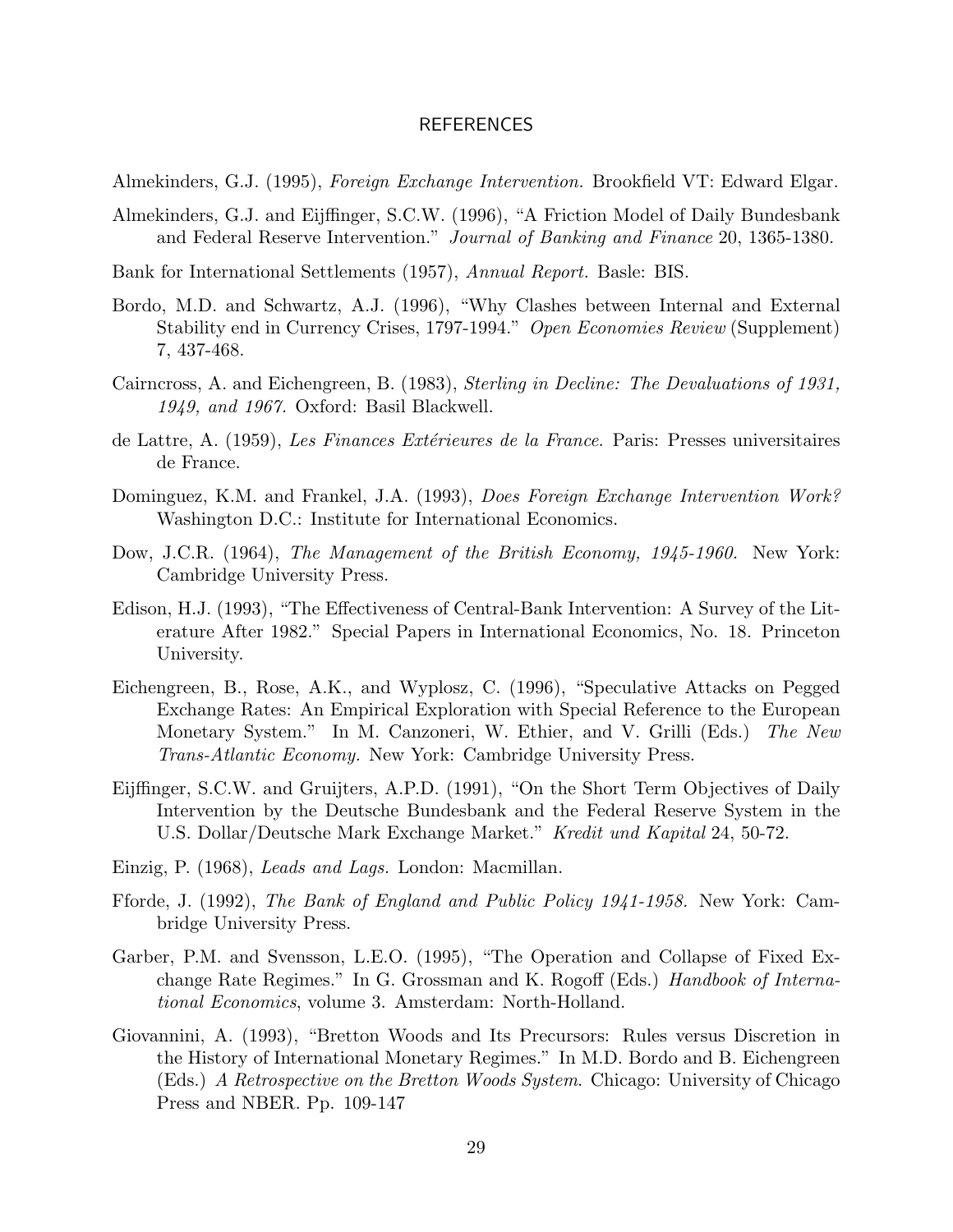# REFERENCES

Almekinders, G.J. (1995), *Foreign Exchange Intervention.* Brookfield VT: Edward Elgar.

Almekinders, G.J. and Eijffinger, S.C.W. (1996), "A Friction Model of Daily Bundesbank and Federal Reserve Intervention." *Journal of Banking and Finance* 20, 1365-1380.

Bank for International Settlements (1957), *Annual Report.* Basle: BIS.

Bordo, M.D. and Schwartz, A.J. (1996), "Why Clashes between Internal and External Stability end in Currency Crises, 1797-1994." *Open Economies Review* (Supplement) 7, 437-468.

Cairncross, A. and Eichengreen, B. (1983), *Sterling in Decline: The Devaluations of 1931, 1949, and 1967.* Oxford: Basil Blackwell.

de Lattre, A. (1959), *Les Finances Extérieures de la France.* Paris: Presses universitaires de France.

Dominguez, K.M. and Frankel, J.A. (1993), *Does Foreign Exchange Intervention Work?* Washington D.C.: Institute for International Economics.

Dow, J.C.R. (1964), *The Management of the British Economy, 1945-1960.* New York: Cambridge University Press.

Edison, H.J. (1993), "The Effectiveness of Central-Bank Intervention: A Survey of the Literature After 1982." Special Papers in International Economics, No. 18. Princeton University.

Eichengreen, B., Rose, A.K., and Wyplosz, C. (1996), "Speculative Attacks on Pegged Exchange Rates: An Empirical Exploration with Special Reference to the European Monetary System." In M. Canzoneri, W. Ethier, and V. Grilli (Eds.) *The New Trans-Atlantic Economy.* New York: Cambridge University Press.

Eijffinger, S.C.W. and Gruijters, A.P.D. (1991), "On the Short Term Objectives of Daily Intervention by the Deutsche Bundesbank and the Federal Reserve System in the U.S. Dollar/Deutsche Mark Exchange Market." *Kredit und Kapital* 24, 50-72.

Einzig, P. (1968), *Leads and Lags.* London: Macmillan.

Fforde, J. (1992), *The Bank of England and Public Policy 1941-1958.* New York: Cambridge University Press.

Garber, P.M. and Svensson, L.E.O. (1995), "The Operation and Collapse of Fixed Exchange Rate Regimes." In G. Grossman and K. Rogoff (Eds.) *Handbook of International Economics*, volume 3. Amsterdam: North-Holland.

Giovannini, A. (1993), "Bretton Woods and Its Precursors: Rules versus Discretion in the History of International Monetary Regimes." In M.D. Bordo and B. Eichengreen (Eds.) *A Retrospective on the Bretton Woods System.* Chicago: University of Chicago Press and NBER. Pp. 109-147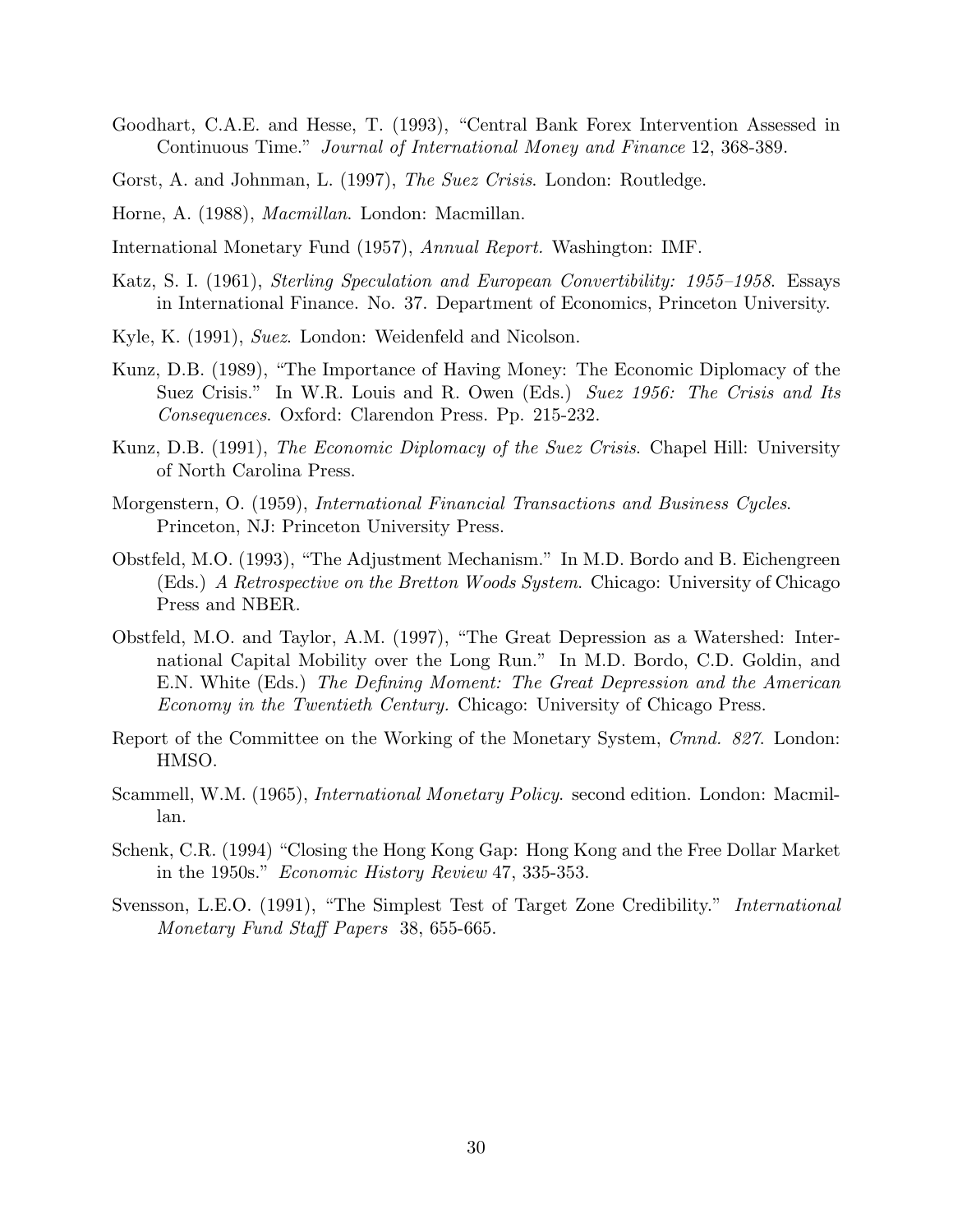Goodhart, C.A.E. and Hesse, T. (1993), "Central Bank Forex Intervention Assessed in Continuous Time." *Journal of International Money and Finance* 12, 368-389.

Gorst, A. and Johnman, L. (1997), *The Suez Crisis*. London: Routledge.

Horne, A. (1988), *Macmillan*. London: Macmillan.

International Monetary Fund (1957), *Annual Report.* Washington: IMF.

Katz, S. I. (1961), *Sterling Speculation and European Convertibility: 1955–1958.* Essays in International Finance. No. 37. Department of Economics, Princeton University.

Kyle, K. (1991), *Suez*. London: Weidenfeld and Nicolson.

Kunz, D.B. (1989), "The Importance of Having Money: The Economic Diplomacy of the Suez Crisis." In W.R. Louis and R. Owen (Eds.) *Suez 1956: The Crisis and Its Consequences*. Oxford: Clarendon Press. Pp. 215-232.

Kunz, D.B. (1991), *The Economic Diplomacy of the Suez Crisis*. Chapel Hill: University of North Carolina Press.

Morgenstern, O. (1959), *International Financial Transactions and Business Cycles*. Princeton, NJ: Princeton University Press.

Obstfeld, M.O. (1993), "The Adjustment Mechanism." In M.D. Bordo and B. Eichengreen (Eds.) *A Retrospective on the Bretton Woods System*. Chicago: University of Chicago Press and NBER.

Obstfeld, M.O. and Taylor, A.M. (1997), "The Great Depression as a Watershed: International Capital Mobility over the Long Run." In M.D. Bordo, C.D. Goldin, and E.N. White (Eds.) *The Defining Moment: The Great Depression and the American Economy in the Twentieth Century.* Chicago: University of Chicago Press.

Report of the Committee on the Working of the Monetary System, *Cmnd. 827*. London: HMSO.

Scammell, W.M. (1965), *International Monetary Policy.* second edition. London: Macmillan.

Schenk, C.R. (1994) "Closing the Hong Kong Gap: Hong Kong and the Free Dollar Market in the 1950s." *Economic History Review* 47, 335-353.

Svensson, L.E.O. (1991), "The Simplest Test of Target Zone Credibility." *International Monetary Fund Staff Papers* 38, 655-665.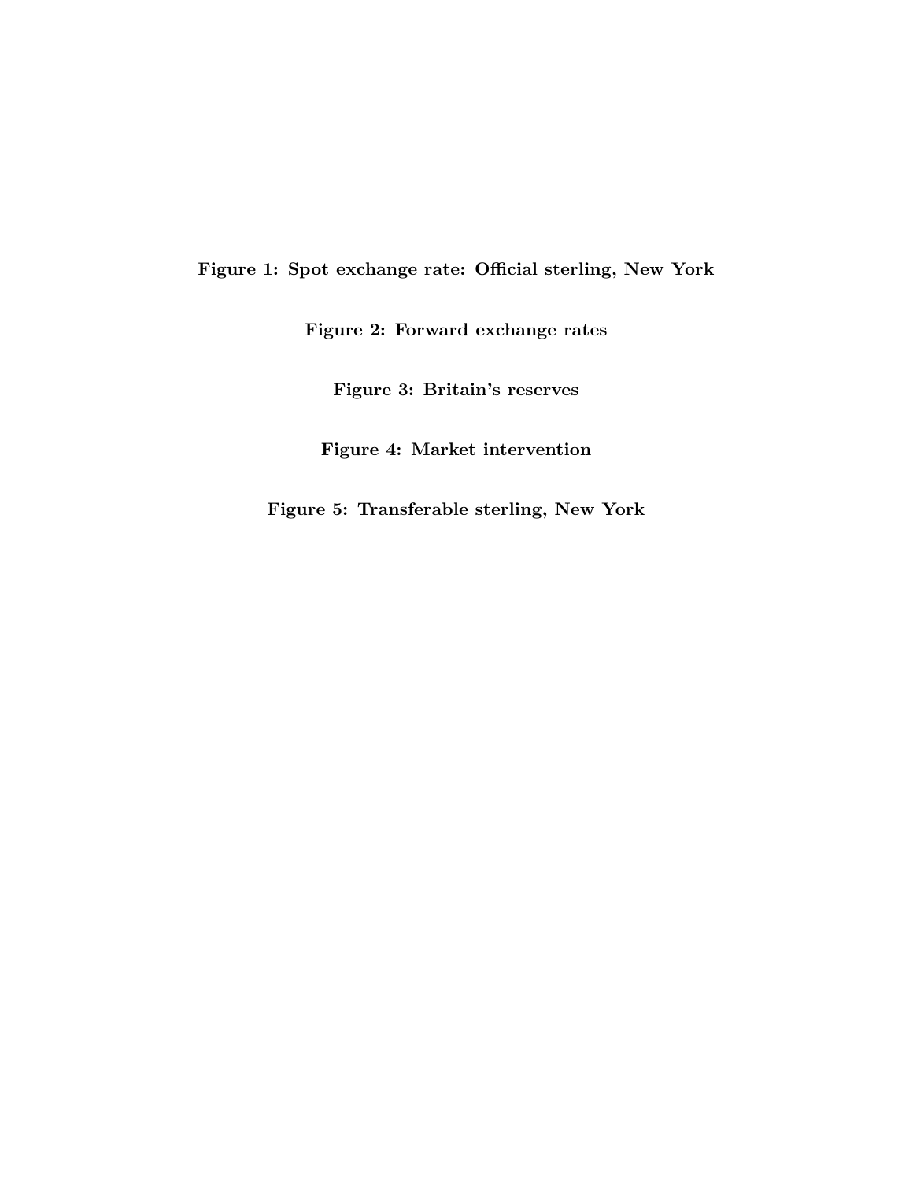**Figure 1: Spot exchange rate: Official sterling, New York**

**Figure 2: Forward exchange rates**

**Figure 3: Britain's reserves**

**Figure 4: Market intervention**

**Figure 5: Transferable sterling, New York**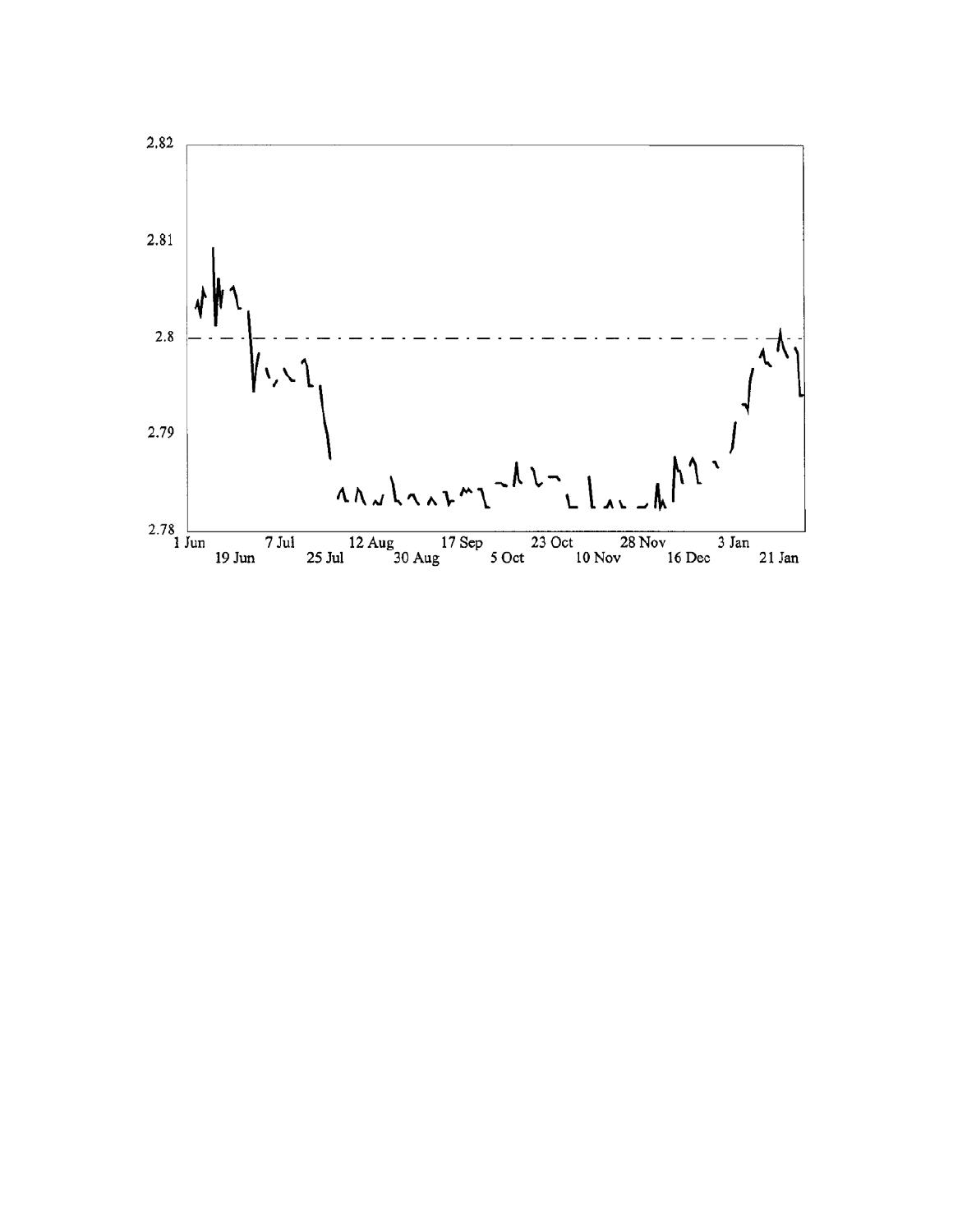2.82

2.81

2.8

2.79

2.78

1 Jun 7 Jul 12 Aug 17 Sep 23 Oct 28 Nov 3 Jan

19 Jun 25 Jul 30 Aug 5 Oct 10 Nov 16 Dec 21 Jan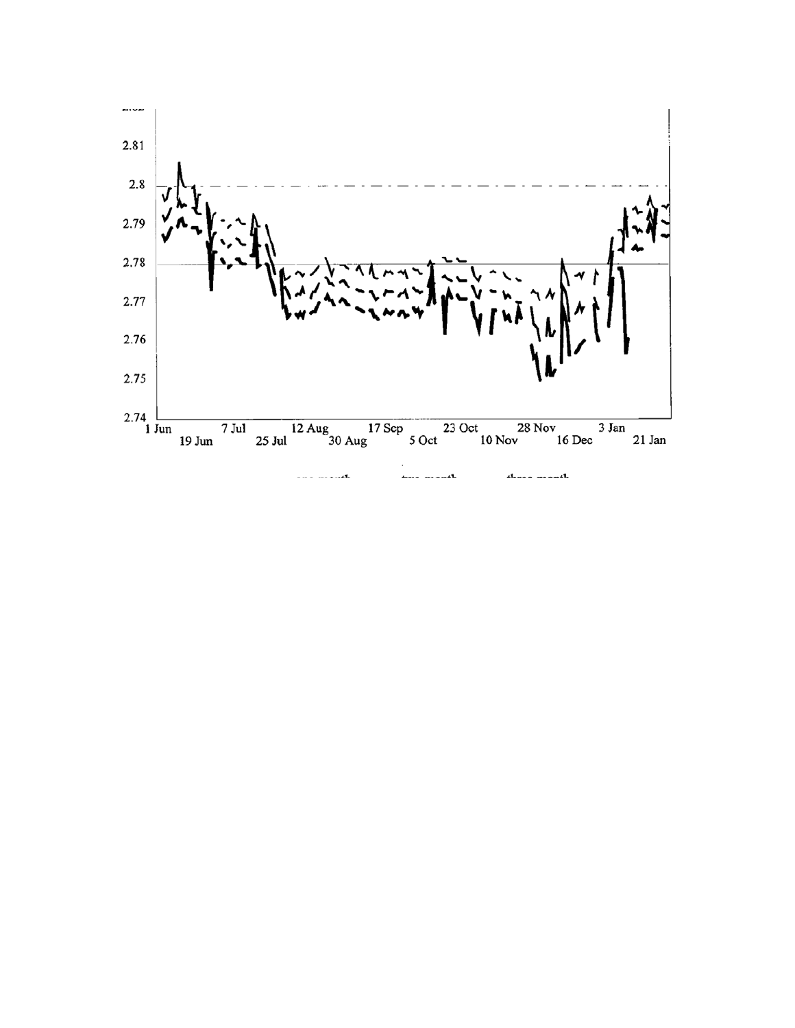2.81

2.8

2.79

2.78

2.77

2.76

2.75

2.74

1 Jun | 19 Jun | 7 Jul | 25 Jul | 12 Aug | 30 Aug | 17 Sep | 5 Oct | 23 Oct | 10 Nov | 28 Nov | 16 Dec | 3 Jan | 21 Jan

one month — two month — three month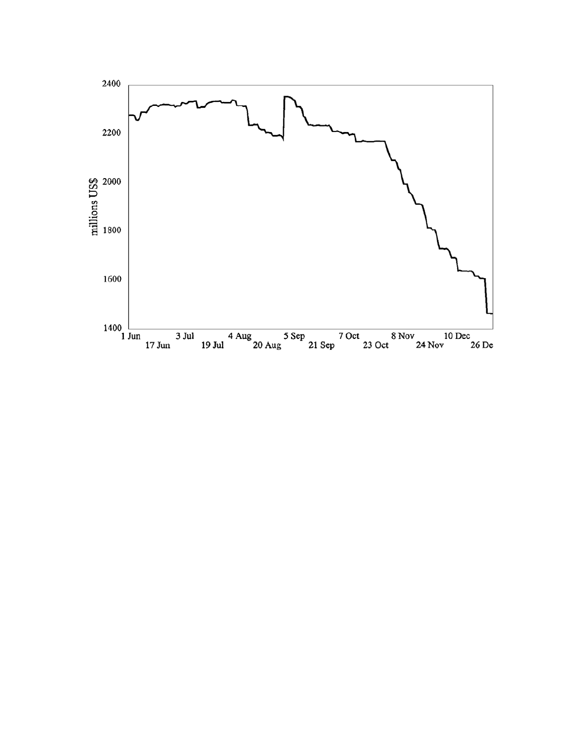millions US$

2400

2200

2000

1800

1600

1400

1 Jun | 17 Jun | 3 Jul | 19 Jul | 4 Aug | 20 Aug | 5 Sep | 21 Sep | 7 Oct | 23 Oct | 8 Nov | 24 Nov | 10 Dec | 26 De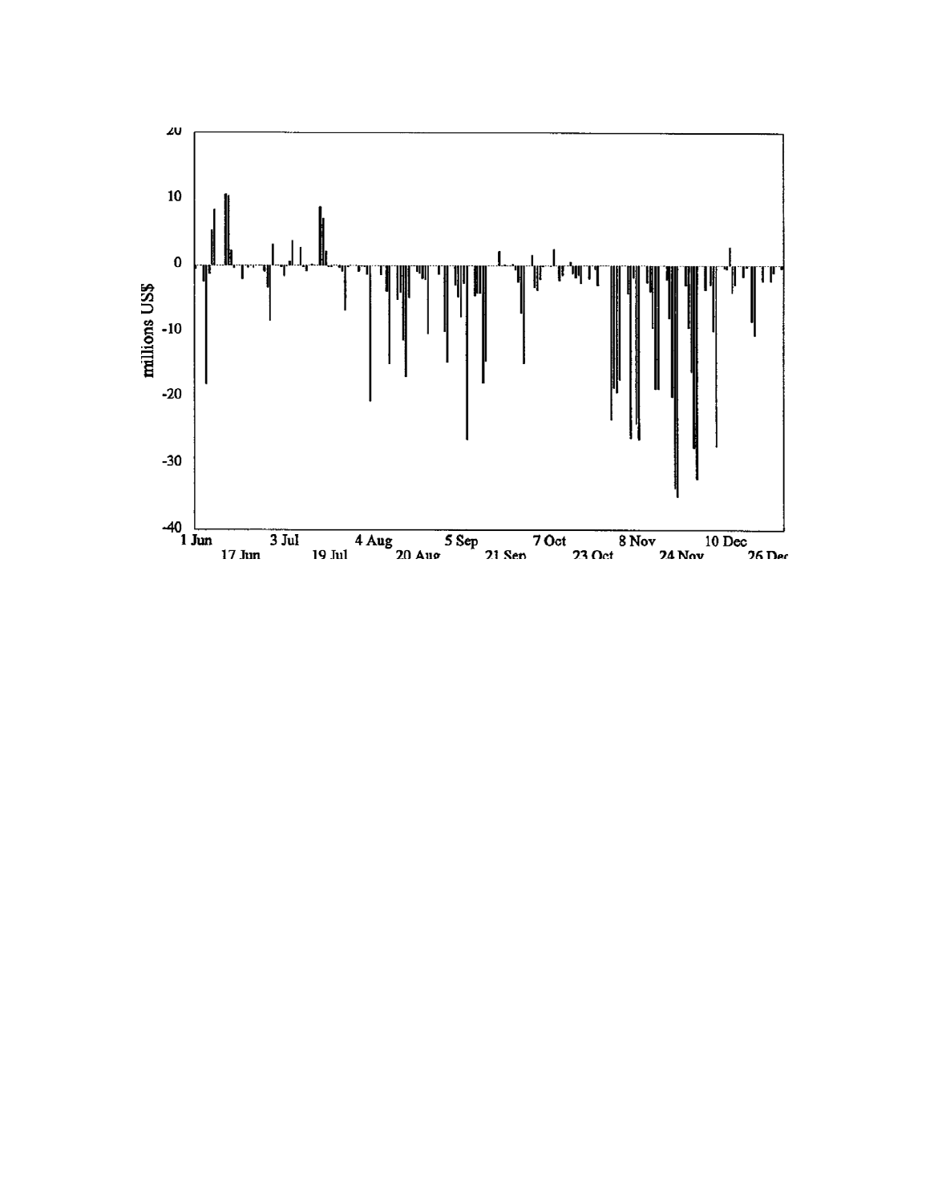20

10

0

-10

-20

-30

-40

millions US$

1 Jun | 17 Jun | 3 Jul | 19 Jul | 4 Aug | 20 Aug | 5 Sep | 21 Sep | 7 Oct | 23 Oct | 8 Nov | 24 Nov | 10 Dec | 26 Dec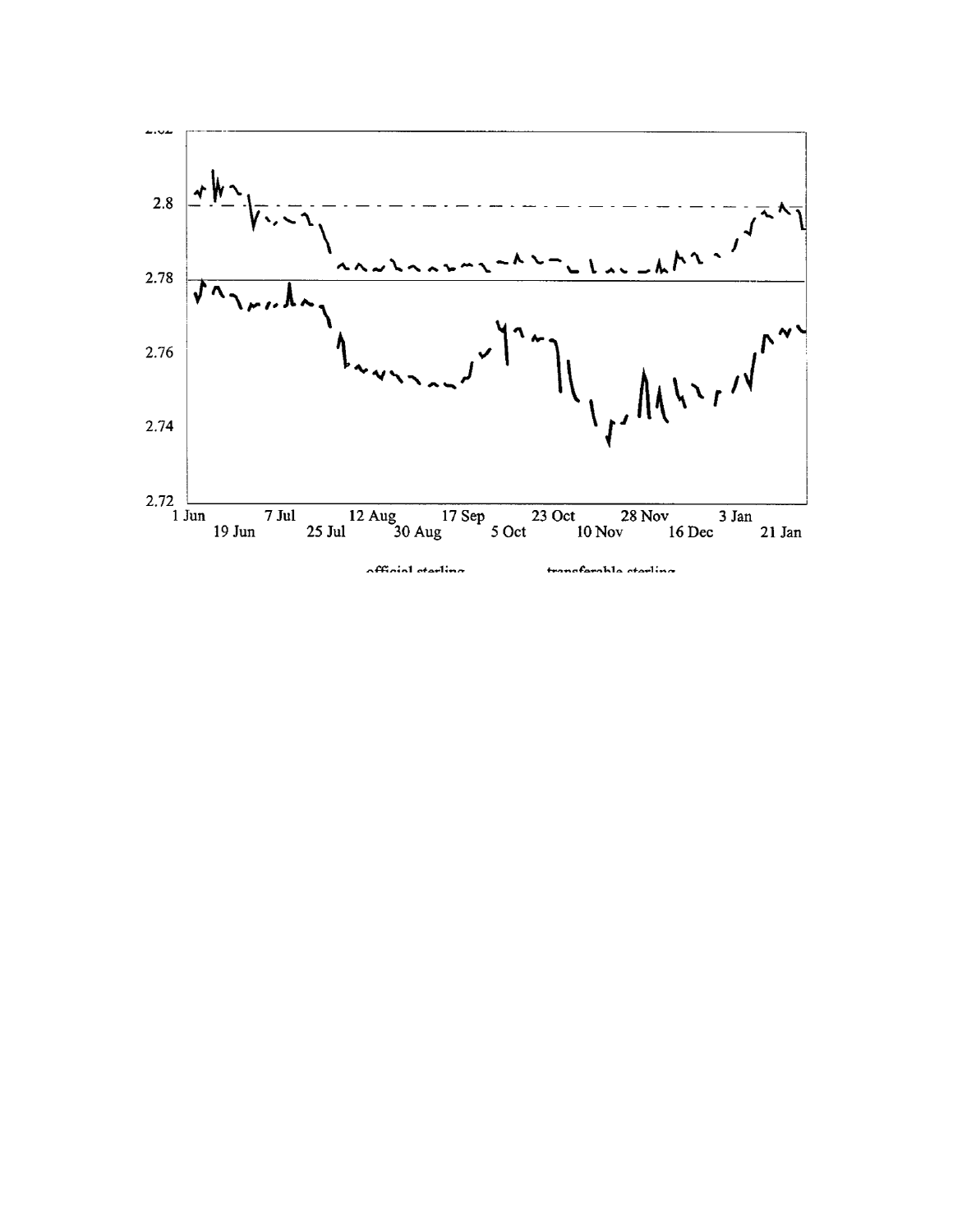2.82

2.8

2.78

2.76

2.74

2.72

1 Jun
19 Jun
7 Jul
25 Jul
12 Aug
30 Aug
17 Sep
5 Oct
23 Oct
10 Nov
28 Nov
16 Dec
3 Jan
21 Jan

official sterling
transferable sterling